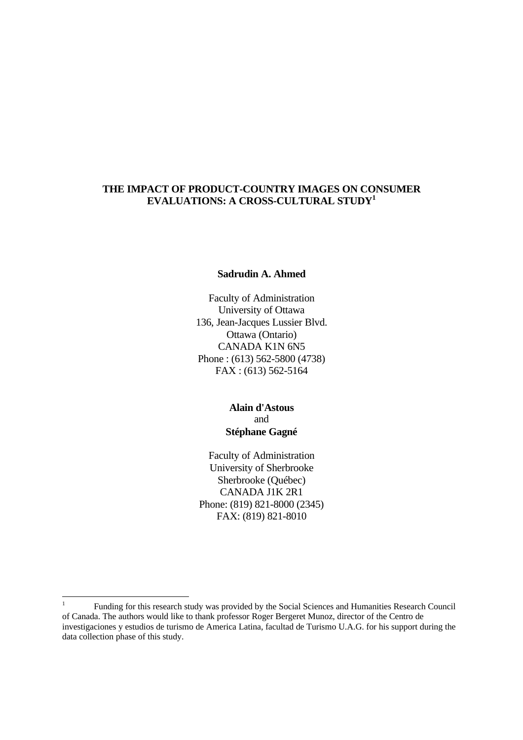# THE IMPACT OF PRODUCT-COUNTRY IMAGES ON CONSUMER EVALUATIONS: A CROSS-CULTURAL STUDY[1]

**Sadrudin A. Ahmed**

Faculty of Administration
University of Ottawa
136, Jean-Jacques Lussier Blvd.
Ottawa (Ontario)
CANADA K1N 6N5
Phone : (613) 562-5800 (4738)
FAX : (613) 562-5164

**Alain d'Astous**
and
**Stéphane Gagné**

Faculty of Administration
University of Sherbrooke
Sherbrooke (Québec)
CANADA J1K 2R1
Phone: (819) 821-8000 (2345)
FAX: (819) 821-8010

---

[1] Funding for this research study was provided by the Social Sciences and Humanities Research Council of Canada. The authors would like to thank professor Roger Bergeret Munoz, director of the Centro de investigaciones y estudios de turismo de America Latina, facultad de Turismo U.A.G. for his support during the data collection phase of this study.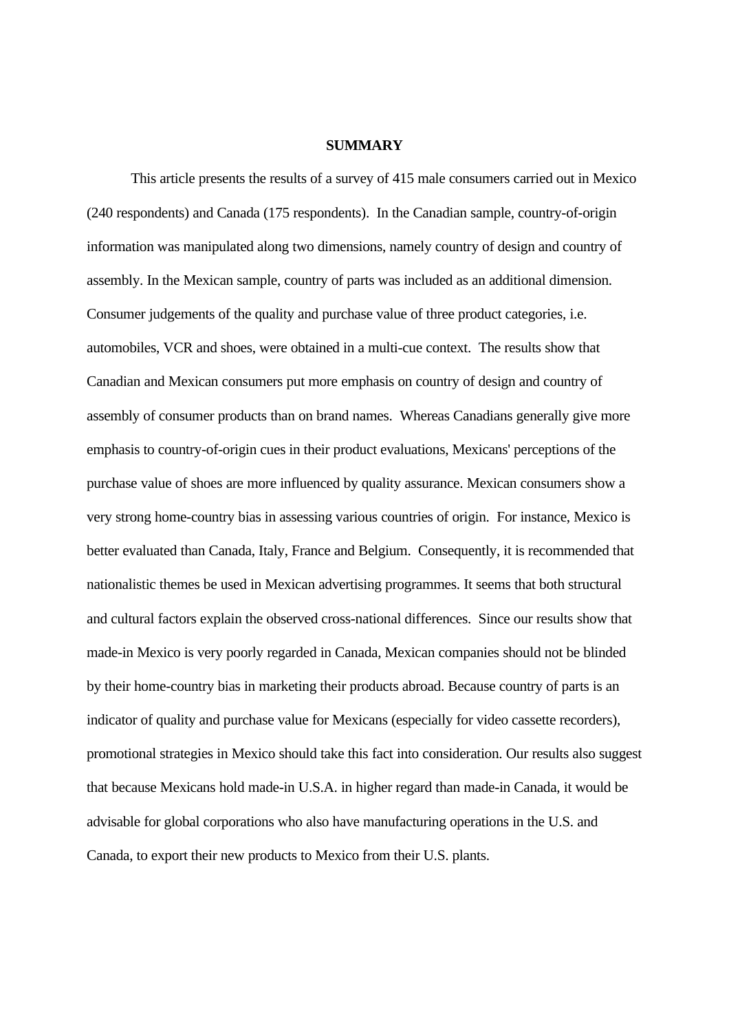# SUMMARY

This article presents the results of a survey of 415 male consumers carried out in Mexico (240 respondents) and Canada (175 respondents). In the Canadian sample, country-of-origin information was manipulated along two dimensions, namely country of design and country of assembly. In the Mexican sample, country of parts was included as an additional dimension. Consumer judgements of the quality and purchase value of three product categories, i.e. automobiles, VCR and shoes, were obtained in a multi-cue context. The results show that Canadian and Mexican consumers put more emphasis on country of design and country of assembly of consumer products than on brand names. Whereas Canadians generally give more emphasis to country-of-origin cues in their product evaluations, Mexicans' perceptions of the purchase value of shoes are more influenced by quality assurance. Mexican consumers show a very strong home-country bias in assessing various countries of origin. For instance, Mexico is better evaluated than Canada, Italy, France and Belgium. Consequently, it is recommended that nationalistic themes be used in Mexican advertising programmes. It seems that both structural and cultural factors explain the observed cross-national differences. Since our results show that made-in Mexico is very poorly regarded in Canada, Mexican companies should not be blinded by their home-country bias in marketing their products abroad. Because country of parts is an indicator of quality and purchase value for Mexicans (especially for video cassette recorders), promotional strategies in Mexico should take this fact into consideration. Our results also suggest that because Mexicans hold made-in U.S.A. in higher regard than made-in Canada, it would be advisable for global corporations who also have manufacturing operations in the U.S. and Canada, to export their new products to Mexico from their U.S. plants.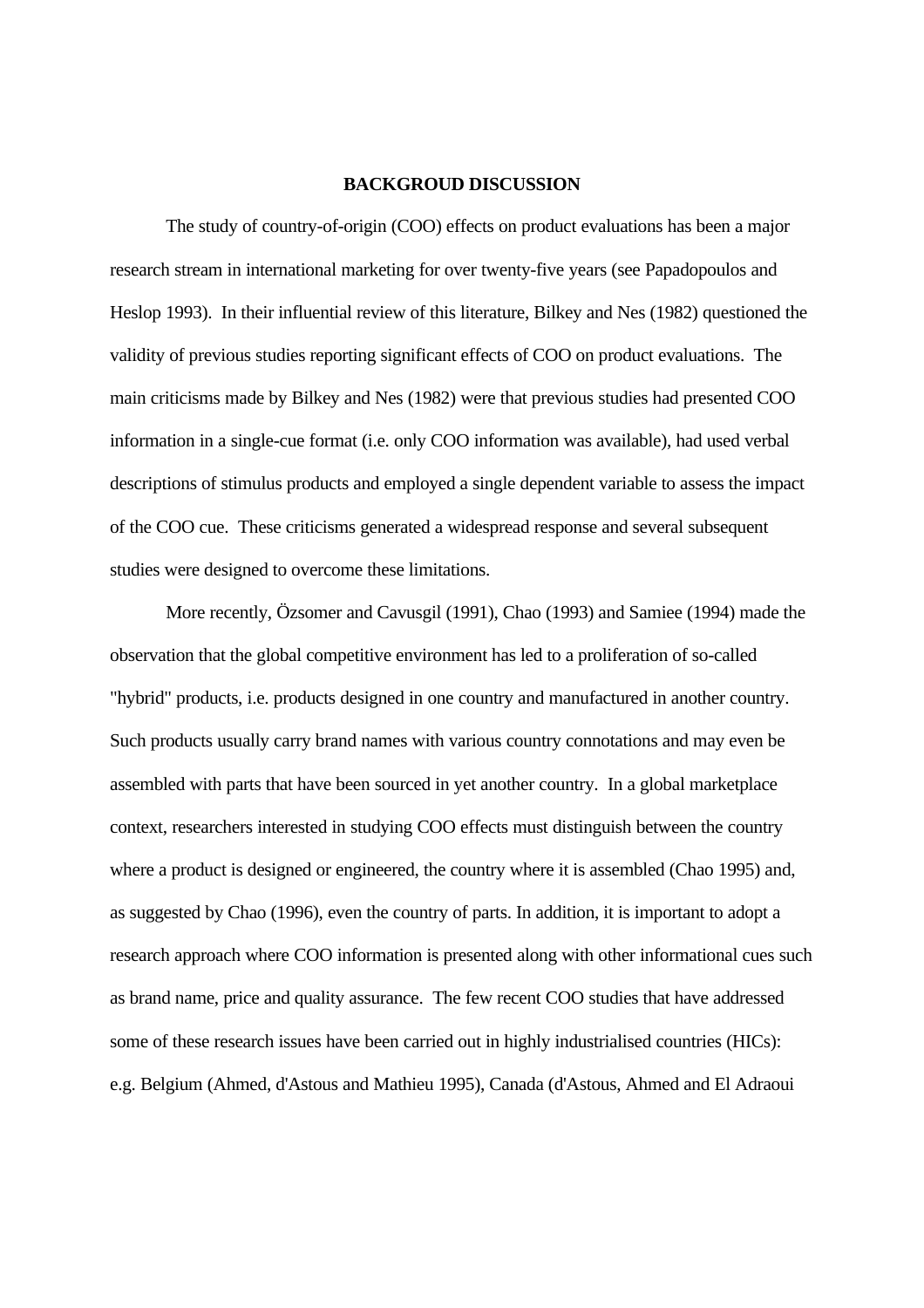## BACKGROUD DISCUSSION

The study of country-of-origin (COO) effects on product evaluations has been a major research stream in international marketing for over twenty-five years (see Papadopoulos and Heslop 1993). In their influential review of this literature, Bilkey and Nes (1982) questioned the validity of previous studies reporting significant effects of COO on product evaluations. The main criticisms made by Bilkey and Nes (1982) were that previous studies had presented COO information in a single-cue format (i.e. only COO information was available), had used verbal descriptions of stimulus products and employed a single dependent variable to assess the impact of the COO cue. These criticisms generated a widespread response and several subsequent studies were designed to overcome these limitations.

More recently, Özsomer and Cavusgil (1991), Chao (1993) and Samiee (1994) made the observation that the global competitive environment has led to a proliferation of so-called "hybrid" products, i.e. products designed in one country and manufactured in another country. Such products usually carry brand names with various country connotations and may even be assembled with parts that have been sourced in yet another country. In a global marketplace context, researchers interested in studying COO effects must distinguish between the country where a product is designed or engineered, the country where it is assembled (Chao 1995) and, as suggested by Chao (1996), even the country of parts. In addition, it is important to adopt a research approach where COO information is presented along with other informational cues such as brand name, price and quality assurance. The few recent COO studies that have addressed some of these research issues have been carried out in highly industrialised countries (HICs): e.g. Belgium (Ahmed, d'Astous and Mathieu 1995), Canada (d'Astous, Ahmed and El Adraoui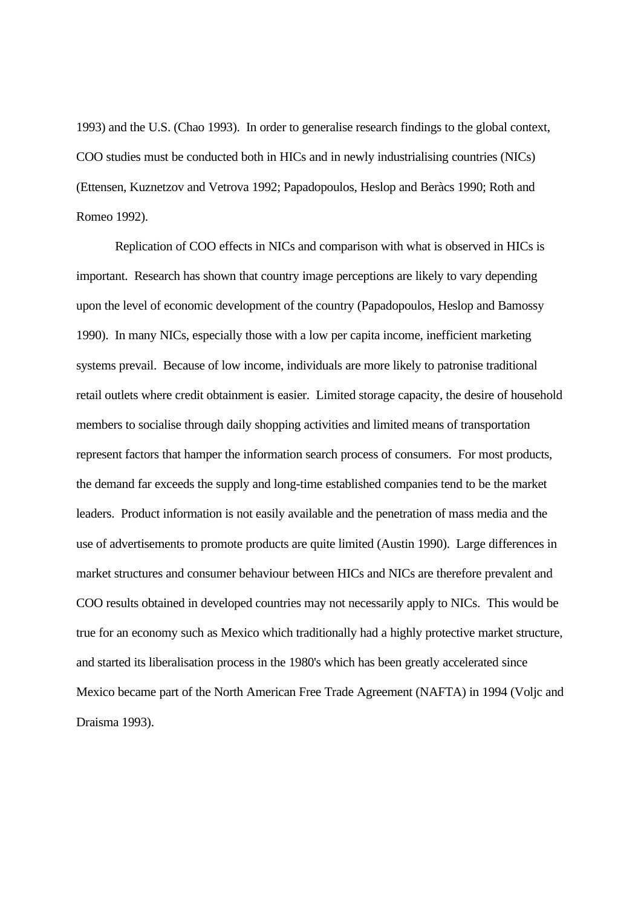1993) and the U.S. (Chao 1993). In order to generalise research findings to the global context, COO studies must be conducted both in HICs and in newly industrialising countries (NICs) (Ettensen, Kuznetzov and Vetrova 1992; Papadopoulos, Heslop and Beràcs 1990; Roth and Romeo 1992).

Replication of COO effects in NICs and comparison with what is observed in HICs is important. Research has shown that country image perceptions are likely to vary depending upon the level of economic development of the country (Papadopoulos, Heslop and Bamossy 1990). In many NICs, especially those with a low per capita income, inefficient marketing systems prevail. Because of low income, individuals are more likely to patronise traditional retail outlets where credit obtainment is easier. Limited storage capacity, the desire of household members to socialise through daily shopping activities and limited means of transportation represent factors that hamper the information search process of consumers. For most products, the demand far exceeds the supply and long-time established companies tend to be the market leaders. Product information is not easily available and the penetration of mass media and the use of advertisements to promote products are quite limited (Austin 1990). Large differences in market structures and consumer behaviour between HICs and NICs are therefore prevalent and COO results obtained in developed countries may not necessarily apply to NICs. This would be true for an economy such as Mexico which traditionally had a highly protective market structure, and started its liberalisation process in the 1980's which has been greatly accelerated since Mexico became part of the North American Free Trade Agreement (NAFTA) in 1994 (Voljc and Draisma 1993).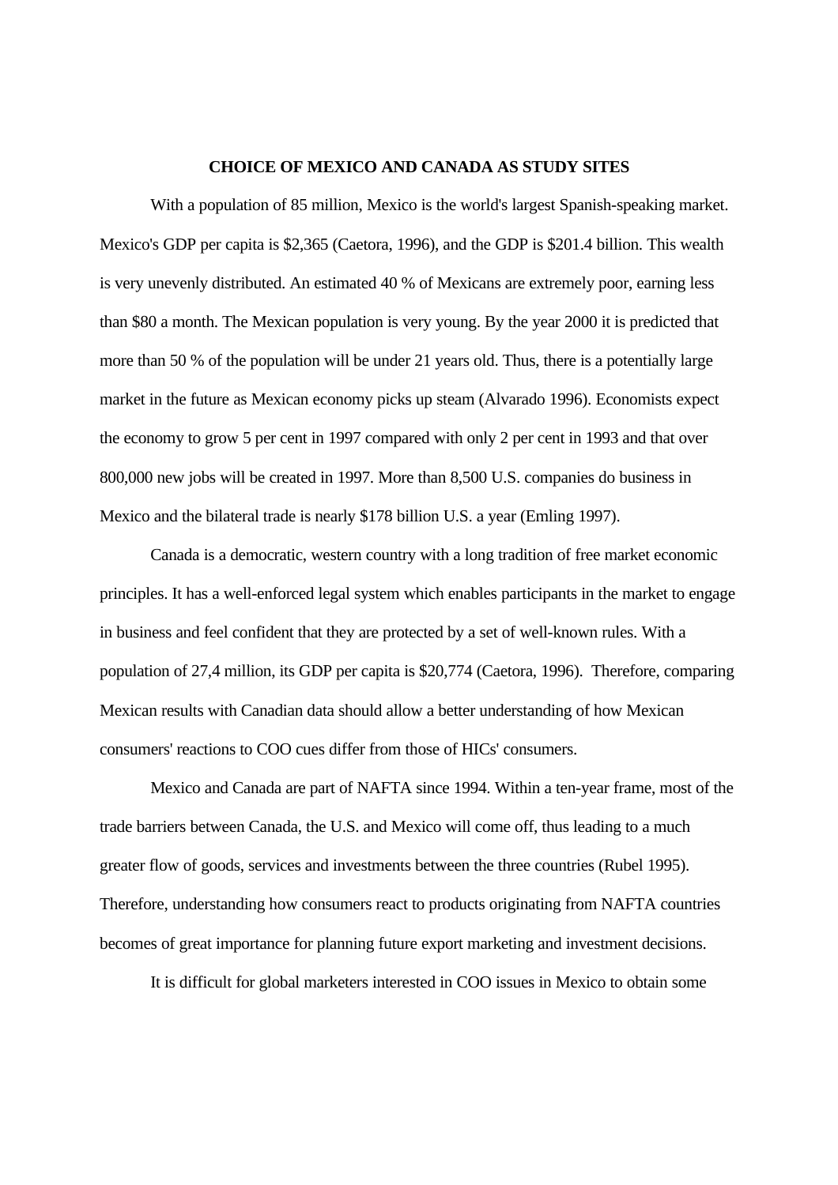## CHOICE OF MEXICO AND CANADA AS STUDY SITES

With a population of 85 million, Mexico is the world's largest Spanish-speaking market. Mexico's GDP per capita is $2,365 (Caetora, 1996), and the GDP is $201.4 billion. This wealth is very unevenly distributed. An estimated 40 % of Mexicans are extremely poor, earning less than $80 a month. The Mexican population is very young. By the year 2000 it is predicted that more than 50 % of the population will be under 21 years old. Thus, there is a potentially large market in the future as Mexican economy picks up steam (Alvarado 1996). Economists expect the economy to grow 5 per cent in 1997 compared with only 2 per cent in 1993 and that over 800,000 new jobs will be created in 1997. More than 8,500 U.S. companies do business in Mexico and the bilateral trade is nearly $178 billion U.S. a year (Emling 1997).

Canada is a democratic, western country with a long tradition of free market economic principles. It has a well-enforced legal system which enables participants in the market to engage in business and feel confident that they are protected by a set of well-known rules. With a population of 27,4 million, its GDP per capita is $20,774 (Caetora, 1996). Therefore, comparing Mexican results with Canadian data should allow a better understanding of how Mexican consumers' reactions to COO cues differ from those of HICs' consumers.

Mexico and Canada are part of NAFTA since 1994. Within a ten-year frame, most of the trade barriers between Canada, the U.S. and Mexico will come off, thus leading to a much greater flow of goods, services and investments between the three countries (Rubel 1995). Therefore, understanding how consumers react to products originating from NAFTA countries becomes of great importance for planning future export marketing and investment decisions.

It is difficult for global marketers interested in COO issues in Mexico to obtain some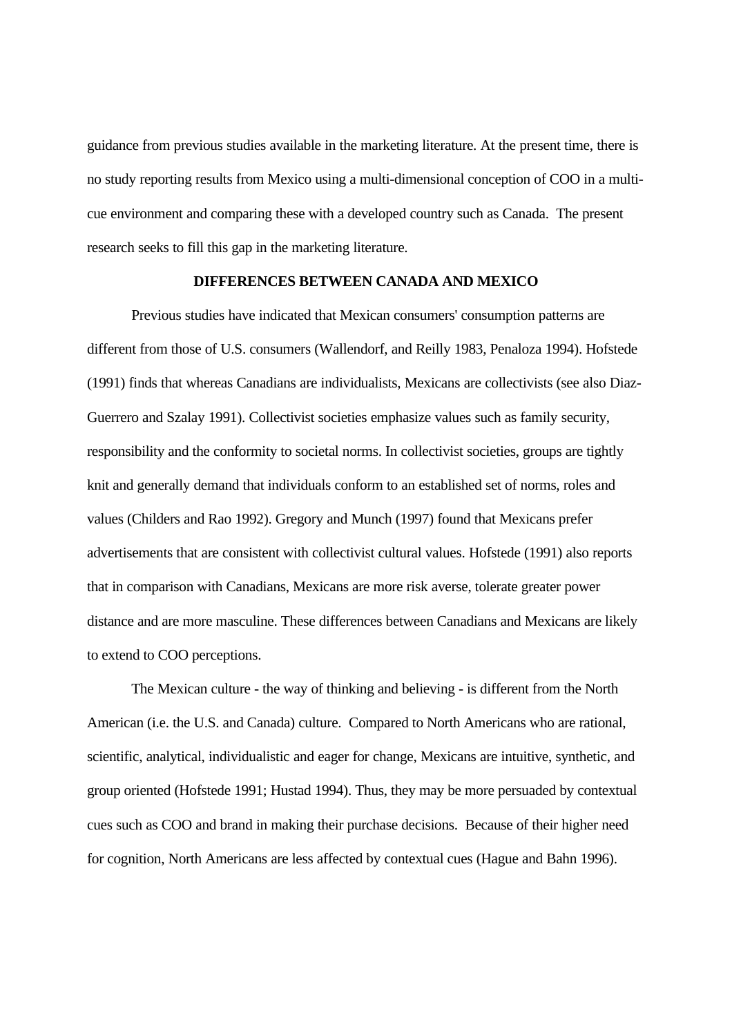guidance from previous studies available in the marketing literature. At the present time, there is no study reporting results from Mexico using a multi-dimensional conception of COO in a multi-cue environment and comparing these with a developed country such as Canada. The present research seeks to fill this gap in the marketing literature.

## DIFFERENCES BETWEEN CANADA AND MEXICO

Previous studies have indicated that Mexican consumers' consumption patterns are different from those of U.S. consumers (Wallendorf, and Reilly 1983, Penaloza 1994). Hofstede (1991) finds that whereas Canadians are individualists, Mexicans are collectivists (see also Diaz-Guerrero and Szalay 1991). Collectivist societies emphasize values such as family security, responsibility and the conformity to societal norms. In collectivist societies, groups are tightly knit and generally demand that individuals conform to an established set of norms, roles and values (Childers and Rao 1992). Gregory and Munch (1997) found that Mexicans prefer advertisements that are consistent with collectivist cultural values. Hofstede (1991) also reports that in comparison with Canadians, Mexicans are more risk averse, tolerate greater power distance and are more masculine. These differences between Canadians and Mexicans are likely to extend to COO perceptions.

The Mexican culture - the way of thinking and believing - is different from the North American (i.e. the U.S. and Canada) culture. Compared to North Americans who are rational, scientific, analytical, individualistic and eager for change, Mexicans are intuitive, synthetic, and group oriented (Hofstede 1991; Hustad 1994). Thus, they may be more persuaded by contextual cues such as COO and brand in making their purchase decisions. Because of their higher need for cognition, North Americans are less affected by contextual cues (Hague and Bahn 1996).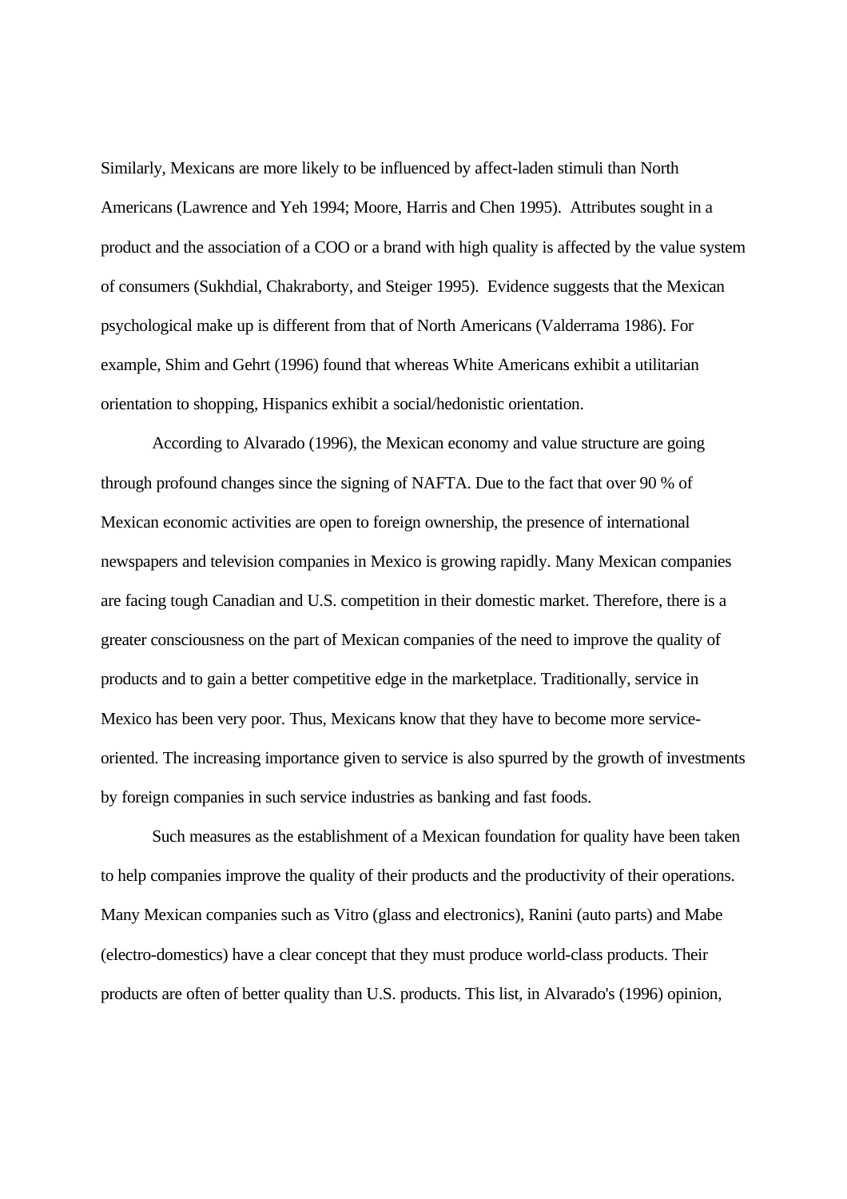Similarly, Mexicans are more likely to be influenced by affect-laden stimuli than North Americans (Lawrence and Yeh 1994; Moore, Harris and Chen 1995). Attributes sought in a product and the association of a COO or a brand with high quality is affected by the value system of consumers (Sukhdial, Chakraborty, and Steiger 1995). Evidence suggests that the Mexican psychological make up is different from that of North Americans (Valderrama 1986). For example, Shim and Gehrt (1996) found that whereas White Americans exhibit a utilitarian orientation to shopping, Hispanics exhibit a social/hedonistic orientation.

According to Alvarado (1996), the Mexican economy and value structure are going through profound changes since the signing of NAFTA. Due to the fact that over 90 % of Mexican economic activities are open to foreign ownership, the presence of international newspapers and television companies in Mexico is growing rapidly. Many Mexican companies are facing tough Canadian and U.S. competition in their domestic market. Therefore, there is a greater consciousness on the part of Mexican companies of the need to improve the quality of products and to gain a better competitive edge in the marketplace. Traditionally, service in Mexico has been very poor. Thus, Mexicans know that they have to become more service-oriented. The increasing importance given to service is also spurred by the growth of investments by foreign companies in such service industries as banking and fast foods.

Such measures as the establishment of a Mexican foundation for quality have been taken to help companies improve the quality of their products and the productivity of their operations. Many Mexican companies such as Vitro (glass and electronics), Ranini (auto parts) and Mabe (electro-domestics) have a clear concept that they must produce world-class products. Their products are often of better quality than U.S. products. This list, in Alvarado's (1996) opinion,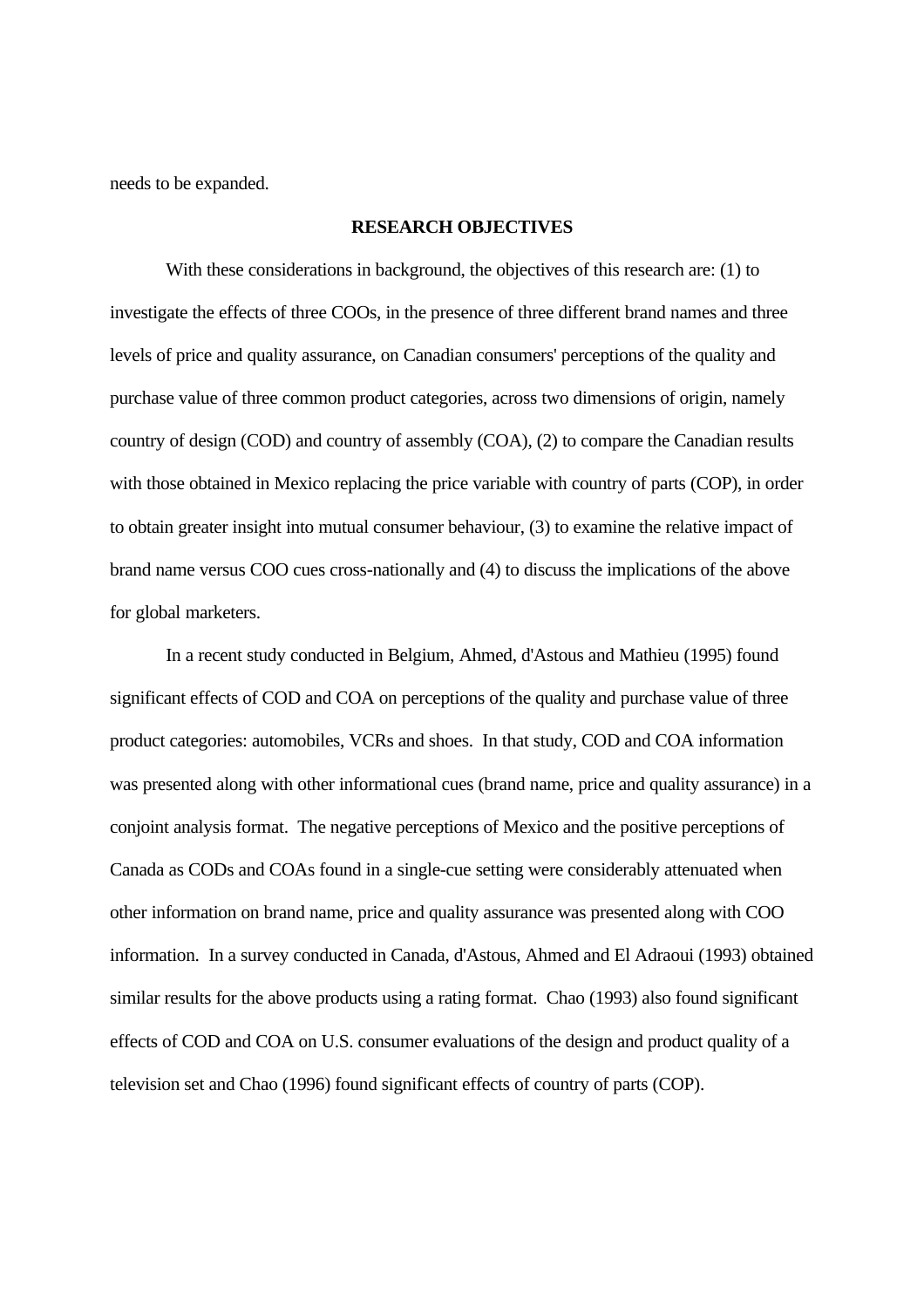needs to be expanded.

## RESEARCH OBJECTIVES

With these considerations in background, the objectives of this research are: (1) to investigate the effects of three COOs, in the presence of three different brand names and three levels of price and quality assurance, on Canadian consumers' perceptions of the quality and purchase value of three common product categories, across two dimensions of origin, namely country of design (COD) and country of assembly (COA), (2) to compare the Canadian results with those obtained in Mexico replacing the price variable with country of parts (COP), in order to obtain greater insight into mutual consumer behaviour, (3) to examine the relative impact of brand name versus COO cues cross-nationally and (4) to discuss the implications of the above for global marketers.

In a recent study conducted in Belgium, Ahmed, d'Astous and Mathieu (1995) found significant effects of COD and COA on perceptions of the quality and purchase value of three product categories: automobiles, VCRs and shoes. In that study, COD and COA information was presented along with other informational cues (brand name, price and quality assurance) in a conjoint analysis format. The negative perceptions of Mexico and the positive perceptions of Canada as CODs and COAs found in a single-cue setting were considerably attenuated when other information on brand name, price and quality assurance was presented along with COO information. In a survey conducted in Canada, d'Astous, Ahmed and El Adraoui (1993) obtained similar results for the above products using a rating format. Chao (1993) also found significant effects of COD and COA on U.S. consumer evaluations of the design and product quality of a television set and Chao (1996) found significant effects of country of parts (COP).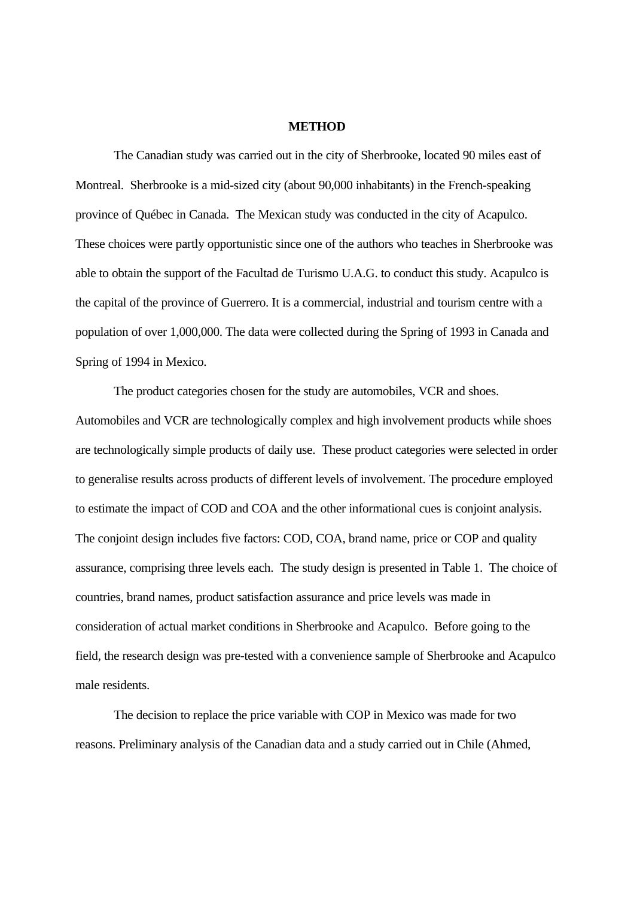## METHOD

The Canadian study was carried out in the city of Sherbrooke, located 90 miles east of Montreal. Sherbrooke is a mid-sized city (about 90,000 inhabitants) in the French-speaking province of Québec in Canada. The Mexican study was conducted in the city of Acapulco. These choices were partly opportunistic since one of the authors who teaches in Sherbrooke was able to obtain the support of the Facultad de Turismo U.A.G. to conduct this study. Acapulco is the capital of the province of Guerrero. It is a commercial, industrial and tourism centre with a population of over 1,000,000. The data were collected during the Spring of 1993 in Canada and Spring of 1994 in Mexico.

The product categories chosen for the study are automobiles, VCR and shoes. Automobiles and VCR are technologically complex and high involvement products while shoes are technologically simple products of daily use. These product categories were selected in order to generalise results across products of different levels of involvement. The procedure employed to estimate the impact of COD and COA and the other informational cues is conjoint analysis. The conjoint design includes five factors: COD, COA, brand name, price or COP and quality assurance, comprising three levels each. The study design is presented in Table 1. The choice of countries, brand names, product satisfaction assurance and price levels was made in consideration of actual market conditions in Sherbrooke and Acapulco. Before going to the field, the research design was pre-tested with a convenience sample of Sherbrooke and Acapulco male residents.

The decision to replace the price variable with COP in Mexico was made for two reasons. Preliminary analysis of the Canadian data and a study carried out in Chile (Ahmed,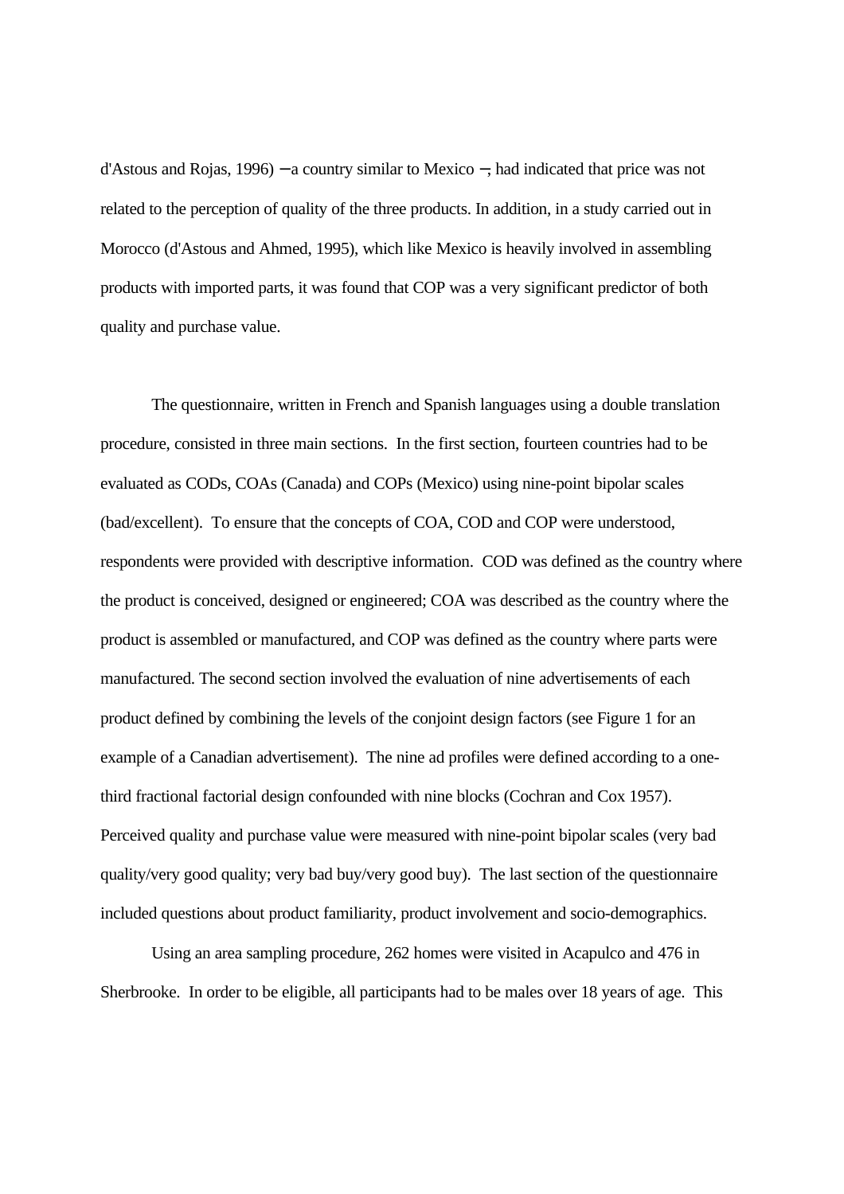d'Astous and Rojas, 1996) ─a country similar to Mexico ─, had indicated that price was not related to the perception of quality of the three products. In addition, in a study carried out in Morocco (d'Astous and Ahmed, 1995), which like Mexico is heavily involved in assembling products with imported parts, it was found that COP was a very significant predictor of both quality and purchase value.

The questionnaire, written in French and Spanish languages using a double translation procedure, consisted in three main sections. In the first section, fourteen countries had to be evaluated as CODs, COAs (Canada) and COPs (Mexico) using nine-point bipolar scales (bad/excellent). To ensure that the concepts of COA, COD and COP were understood, respondents were provided with descriptive information. COD was defined as the country where the product is conceived, designed or engineered; COA was described as the country where the product is assembled or manufactured, and COP was defined as the country where parts were manufactured. The second section involved the evaluation of nine advertisements of each product defined by combining the levels of the conjoint design factors (see Figure 1 for an example of a Canadian advertisement). The nine ad profiles were defined according to a one-third fractional factorial design confounded with nine blocks (Cochran and Cox 1957). Perceived quality and purchase value were measured with nine-point bipolar scales (very bad quality/very good quality; very bad buy/very good buy). The last section of the questionnaire included questions about product familiarity, product involvement and socio-demographics.

Using an area sampling procedure, 262 homes were visited in Acapulco and 476 in Sherbrooke. In order to be eligible, all participants had to be males over 18 years of age. This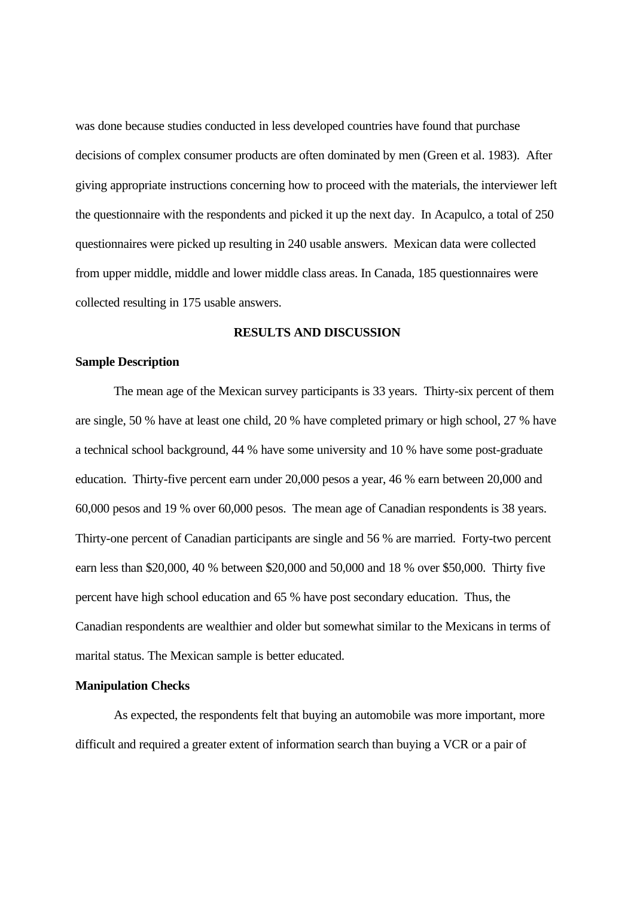was done because studies conducted in less developed countries have found that purchase decisions of complex consumer products are often dominated by men (Green et al. 1983). After giving appropriate instructions concerning how to proceed with the materials, the interviewer left the questionnaire with the respondents and picked it up the next day. In Acapulco, a total of 250 questionnaires were picked up resulting in 240 usable answers. Mexican data were collected from upper middle, middle and lower middle class areas. In Canada, 185 questionnaires were collected resulting in 175 usable answers.

## RESULTS AND DISCUSSION

### Sample Description

The mean age of the Mexican survey participants is 33 years. Thirty-six percent of them are single, 50 % have at least one child, 20 % have completed primary or high school, 27 % have a technical school background, 44 % have some university and 10 % have some post-graduate education. Thirty-five percent earn under 20,000 pesos a year, 46 % earn between 20,000 and 60,000 pesos and 19 % over 60,000 pesos. The mean age of Canadian respondents is 38 years. Thirty-one percent of Canadian participants are single and 56 % are married. Forty-two percent earn less than $20,000, 40 % between $20,000 and 50,000 and 18 % over $50,000. Thirty five percent have high school education and 65 % have post secondary education. Thus, the Canadian respondents are wealthier and older but somewhat similar to the Mexicans in terms of marital status. The Mexican sample is better educated.

### Manipulation Checks

As expected, the respondents felt that buying an automobile was more important, more difficult and required a greater extent of information search than buying a VCR or a pair of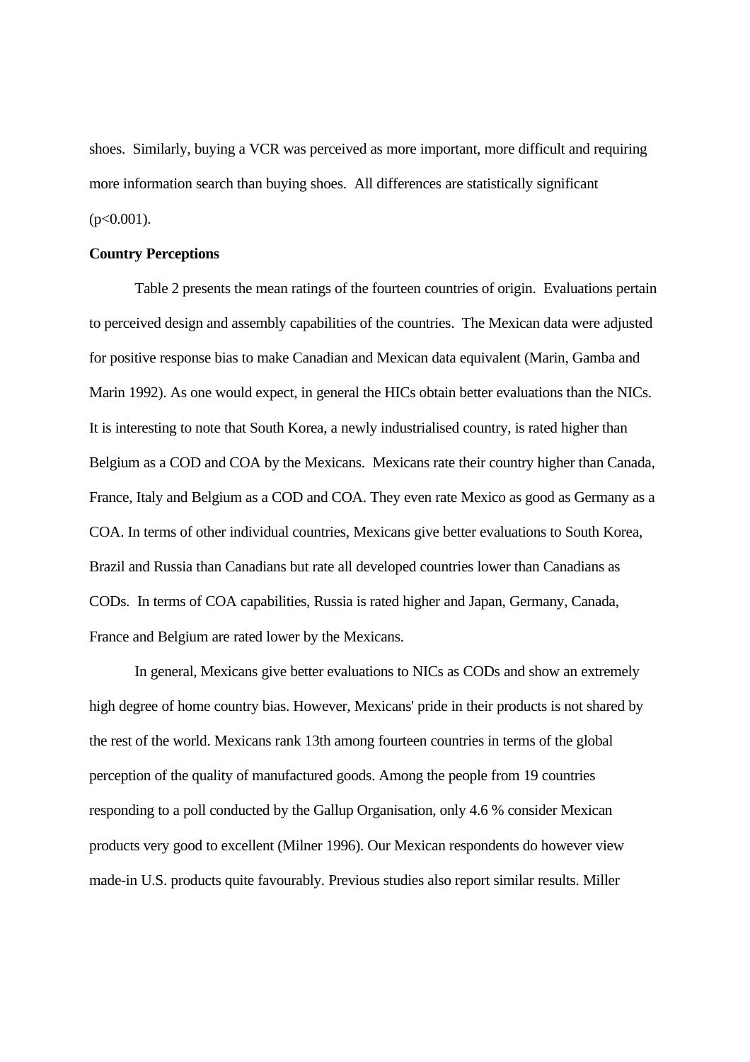shoes. Similarly, buying a VCR was perceived as more important, more difficult and requiring more information search than buying shoes. All differences are statistically significant ($p<0.001$).

**Country Perceptions**

Table 2 presents the mean ratings of the fourteen countries of origin. Evaluations pertain to perceived design and assembly capabilities of the countries. The Mexican data were adjusted for positive response bias to make Canadian and Mexican data equivalent (Marin, Gamba and Marin 1992). As one would expect, in general the HICs obtain better evaluations than the NICs. It is interesting to note that South Korea, a newly industrialised country, is rated higher than Belgium as a COD and COA by the Mexicans. Mexicans rate their country higher than Canada, France, Italy and Belgium as a COD and COA. They even rate Mexico as good as Germany as a COA. In terms of other individual countries, Mexicans give better evaluations to South Korea, Brazil and Russia than Canadians but rate all developed countries lower than Canadians as CODs. In terms of COA capabilities, Russia is rated higher and Japan, Germany, Canada, France and Belgium are rated lower by the Mexicans.

In general, Mexicans give better evaluations to NICs as CODs and show an extremely high degree of home country bias. However, Mexicans' pride in their products is not shared by the rest of the world. Mexicans rank 13th among fourteen countries in terms of the global perception of the quality of manufactured goods. Among the people from 19 countries responding to a poll conducted by the Gallup Organisation, only 4.6 % consider Mexican products very good to excellent (Milner 1996). Our Mexican respondents do however view made-in U.S. products quite favourably. Previous studies also report similar results. Miller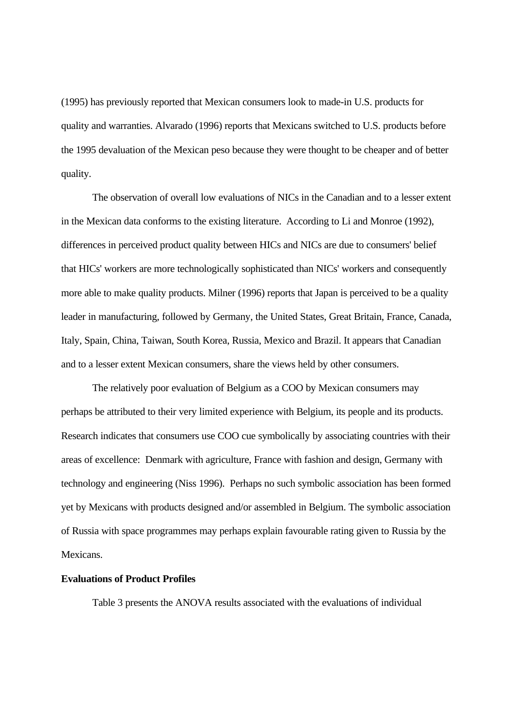(1995) has previously reported that Mexican consumers look to made-in U.S. products for quality and warranties. Alvarado (1996) reports that Mexicans switched to U.S. products before the 1995 devaluation of the Mexican peso because they were thought to be cheaper and of better quality.

The observation of overall low evaluations of NICs in the Canadian and to a lesser extent in the Mexican data conforms to the existing literature. According to Li and Monroe (1992), differences in perceived product quality between HICs and NICs are due to consumers' belief that HICs' workers are more technologically sophisticated than NICs' workers and consequently more able to make quality products. Milner (1996) reports that Japan is perceived to be a quality leader in manufacturing, followed by Germany, the United States, Great Britain, France, Canada, Italy, Spain, China, Taiwan, South Korea, Russia, Mexico and Brazil. It appears that Canadian and to a lesser extent Mexican consumers, share the views held by other consumers.

The relatively poor evaluation of Belgium as a COO by Mexican consumers may perhaps be attributed to their very limited experience with Belgium, its people and its products. Research indicates that consumers use COO cue symbolically by associating countries with their areas of excellence: Denmark with agriculture, France with fashion and design, Germany with technology and engineering (Niss 1996). Perhaps no such symbolic association has been formed yet by Mexicans with products designed and/or assembled in Belgium. The symbolic association of Russia with space programmes may perhaps explain favourable rating given to Russia by the Mexicans.

**Evaluations of Product Profiles**

Table 3 presents the ANOVA results associated with the evaluations of individual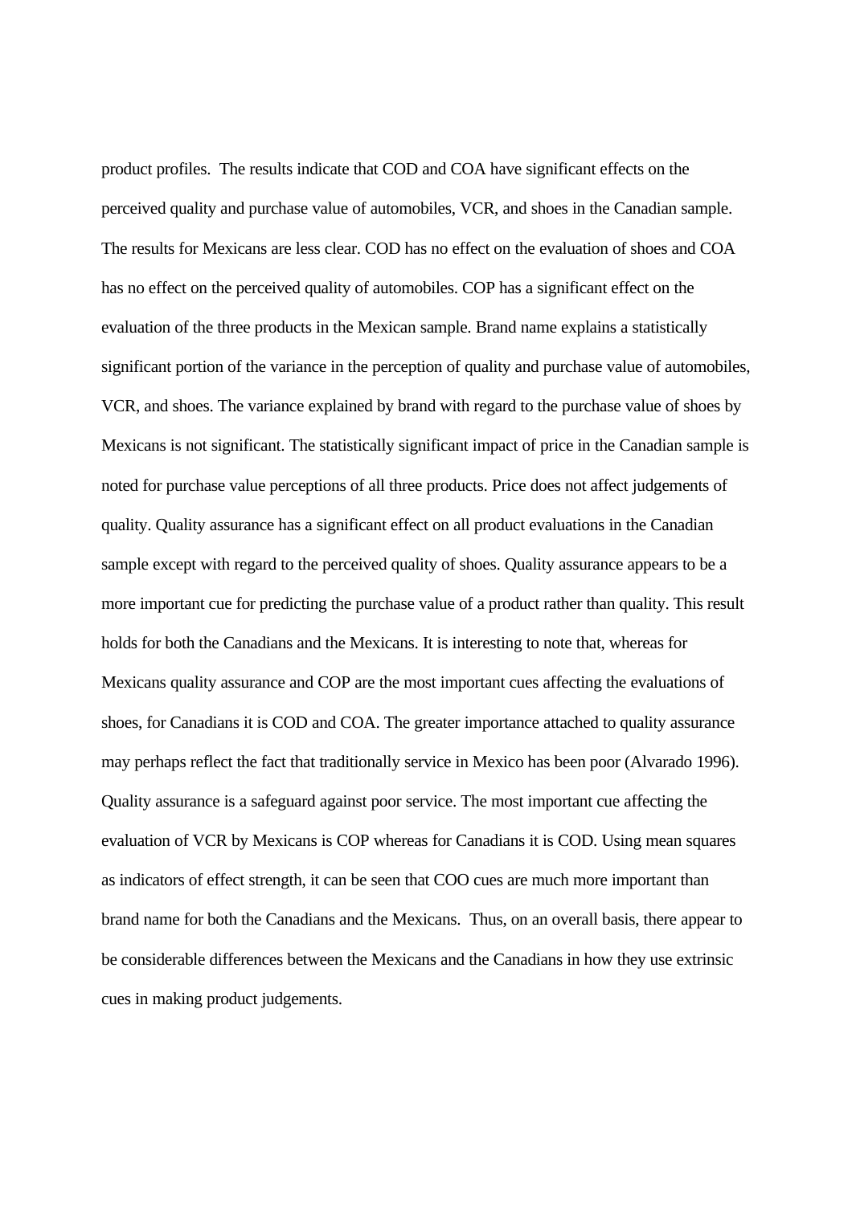product profiles. The results indicate that COD and COA have significant effects on the perceived quality and purchase value of automobiles, VCR, and shoes in the Canadian sample. The results for Mexicans are less clear. COD has no effect on the evaluation of shoes and COA has no effect on the perceived quality of automobiles. COP has a significant effect on the evaluation of the three products in the Mexican sample. Brand name explains a statistically significant portion of the variance in the perception of quality and purchase value of automobiles, VCR, and shoes. The variance explained by brand with regard to the purchase value of shoes by Mexicans is not significant. The statistically significant impact of price in the Canadian sample is noted for purchase value perceptions of all three products. Price does not affect judgements of quality. Quality assurance has a significant effect on all product evaluations in the Canadian sample except with regard to the perceived quality of shoes. Quality assurance appears to be a more important cue for predicting the purchase value of a product rather than quality. This result holds for both the Canadians and the Mexicans. It is interesting to note that, whereas for Mexicans quality assurance and COP are the most important cues affecting the evaluations of shoes, for Canadians it is COD and COA. The greater importance attached to quality assurance may perhaps reflect the fact that traditionally service in Mexico has been poor (Alvarado 1996). Quality assurance is a safeguard against poor service. The most important cue affecting the evaluation of VCR by Mexicans is COP whereas for Canadians it is COD. Using mean squares as indicators of effect strength, it can be seen that COO cues are much more important than brand name for both the Canadians and the Mexicans. Thus, on an overall basis, there appear to be considerable differences between the Mexicans and the Canadians in how they use extrinsic cues in making product judgements.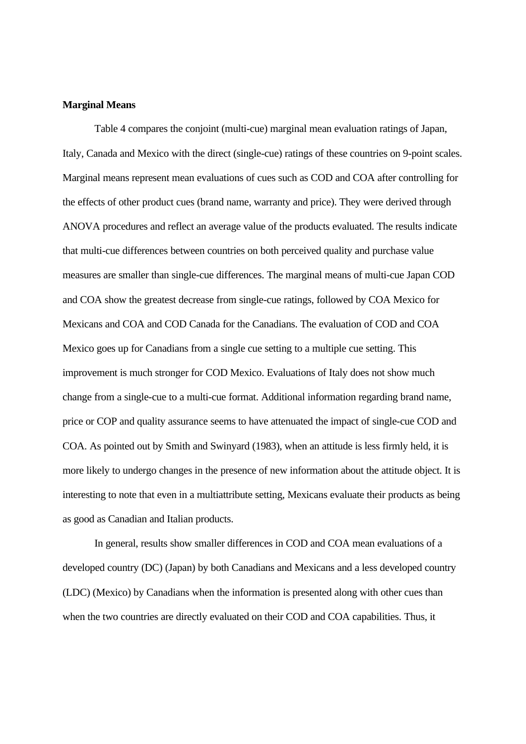**Marginal Means**

Table 4 compares the conjoint (multi-cue) marginal mean evaluation ratings of Japan, Italy, Canada and Mexico with the direct (single-cue) ratings of these countries on 9-point scales. Marginal means represent mean evaluations of cues such as COD and COA after controlling for the effects of other product cues (brand name, warranty and price). They were derived through ANOVA procedures and reflect an average value of the products evaluated. The results indicate that multi-cue differences between countries on both perceived quality and purchase value measures are smaller than single-cue differences. The marginal means of multi-cue Japan COD and COA show the greatest decrease from single-cue ratings, followed by COA Mexico for Mexicans and COA and COD Canada for the Canadians. The evaluation of COD and COA Mexico goes up for Canadians from a single cue setting to a multiple cue setting. This improvement is much stronger for COD Mexico. Evaluations of Italy does not show much change from a single-cue to a multi-cue format. Additional information regarding brand name, price or COP and quality assurance seems to have attenuated the impact of single-cue COD and COA. As pointed out by Smith and Swinyard (1983), when an attitude is less firmly held, it is more likely to undergo changes in the presence of new information about the attitude object. It is interesting to note that even in a multiattribute setting, Mexicans evaluate their products as being as good as Canadian and Italian products.

In general, results show smaller differences in COD and COA mean evaluations of a developed country (DC) (Japan) by both Canadians and Mexicans and a less developed country (LDC) (Mexico) by Canadians when the information is presented along with other cues than when the two countries are directly evaluated on their COD and COA capabilities. Thus, it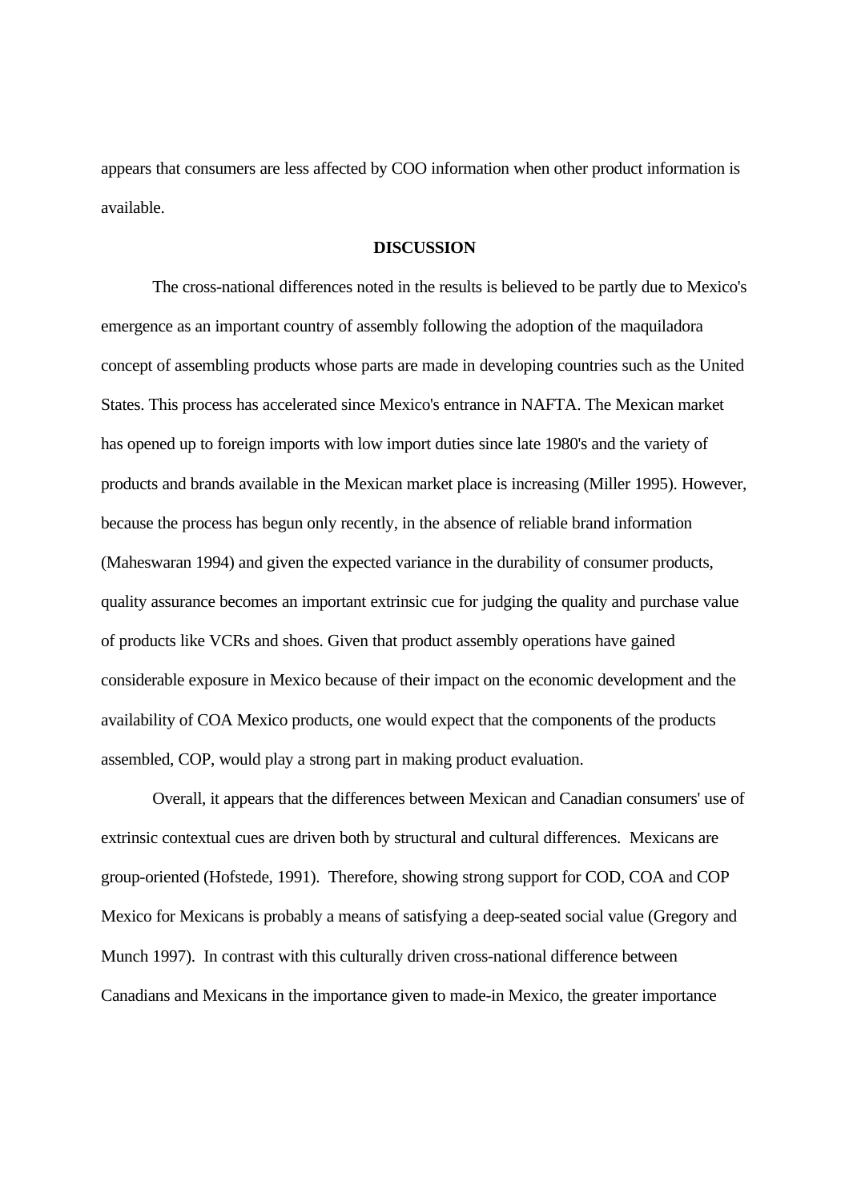appears that consumers are less affected by COO information when other product information is available.

## DISCUSSION

The cross-national differences noted in the results is believed to be partly due to Mexico's emergence as an important country of assembly following the adoption of the maquiladora concept of assembling products whose parts are made in developing countries such as the United States. This process has accelerated since Mexico's entrance in NAFTA. The Mexican market has opened up to foreign imports with low import duties since late 1980's and the variety of products and brands available in the Mexican market place is increasing (Miller 1995). However, because the process has begun only recently, in the absence of reliable brand information (Maheswaran 1994) and given the expected variance in the durability of consumer products, quality assurance becomes an important extrinsic cue for judging the quality and purchase value of products like VCRs and shoes. Given that product assembly operations have gained considerable exposure in Mexico because of their impact on the economic development and the availability of COA Mexico products, one would expect that the components of the products assembled, COP, would play a strong part in making product evaluation.

Overall, it appears that the differences between Mexican and Canadian consumers' use of extrinsic contextual cues are driven both by structural and cultural differences. Mexicans are group-oriented (Hofstede, 1991). Therefore, showing strong support for COD, COA and COP Mexico for Mexicans is probably a means of satisfying a deep-seated social value (Gregory and Munch 1997). In contrast with this culturally driven cross-national difference between Canadians and Mexicans in the importance given to made-in Mexico, the greater importance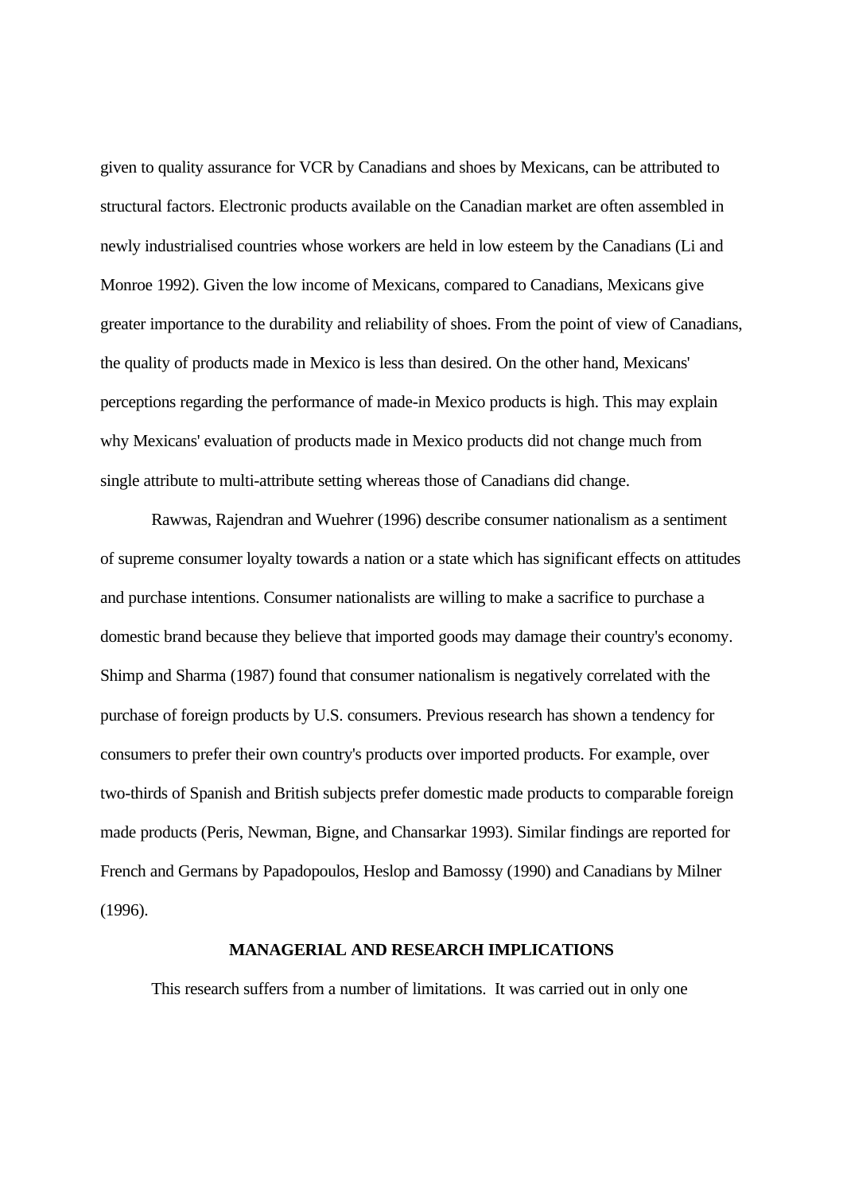given to quality assurance for VCR by Canadians and shoes by Mexicans, can be attributed to structural factors. Electronic products available on the Canadian market are often assembled in newly industrialised countries whose workers are held in low esteem by the Canadians (Li and Monroe 1992). Given the low income of Mexicans, compared to Canadians, Mexicans give greater importance to the durability and reliability of shoes. From the point of view of Canadians, the quality of products made in Mexico is less than desired. On the other hand, Mexicans' perceptions regarding the performance of made-in Mexico products is high. This may explain why Mexicans' evaluation of products made in Mexico products did not change much from single attribute to multi-attribute setting whereas those of Canadians did change.

Rawwas, Rajendran and Wuehrer (1996) describe consumer nationalism as a sentiment of supreme consumer loyalty towards a nation or a state which has significant effects on attitudes and purchase intentions. Consumer nationalists are willing to make a sacrifice to purchase a domestic brand because they believe that imported goods may damage their country's economy. Shimp and Sharma (1987) found that consumer nationalism is negatively correlated with the purchase of foreign products by U.S. consumers. Previous research has shown a tendency for consumers to prefer their own country's products over imported products. For example, over two-thirds of Spanish and British subjects prefer domestic made products to comparable foreign made products (Peris, Newman, Bigne, and Chansarkar 1993). Similar findings are reported for French and Germans by Papadopoulos, Heslop and Bamossy (1990) and Canadians by Milner (1996).

## MANAGERIAL AND RESEARCH IMPLICATIONS

This research suffers from a number of limitations. It was carried out in only one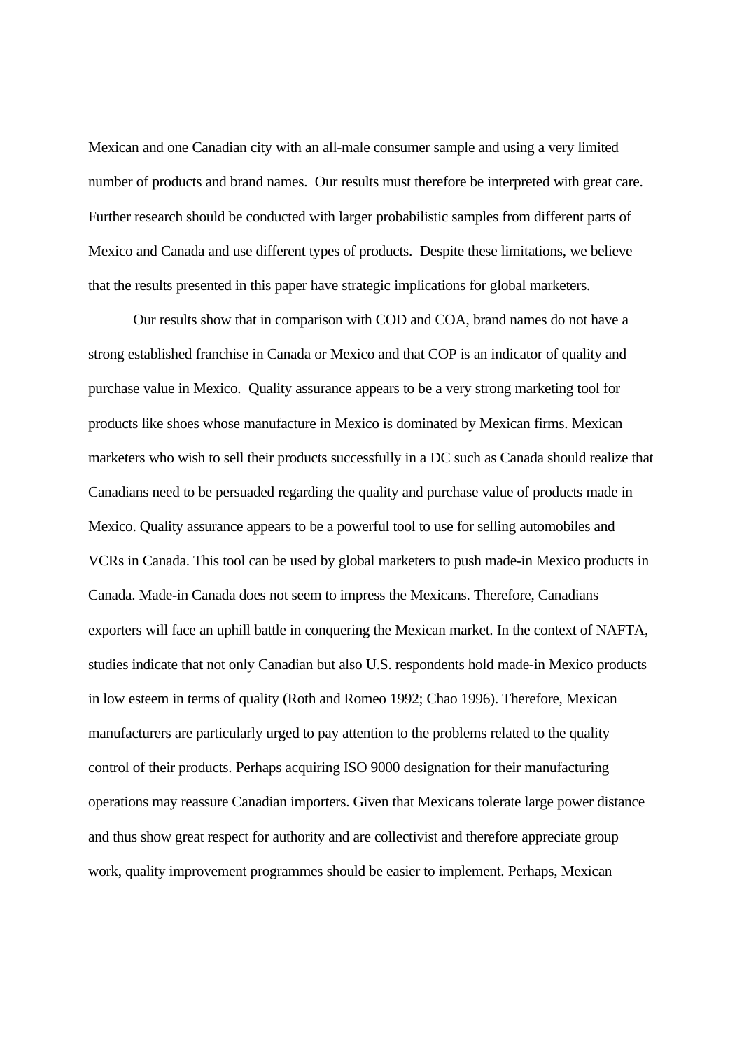Mexican and one Canadian city with an all-male consumer sample and using a very limited number of products and brand names. Our results must therefore be interpreted with great care. Further research should be conducted with larger probabilistic samples from different parts of Mexico and Canada and use different types of products. Despite these limitations, we believe that the results presented in this paper have strategic implications for global marketers.

Our results show that in comparison with COD and COA, brand names do not have a strong established franchise in Canada or Mexico and that COP is an indicator of quality and purchase value in Mexico. Quality assurance appears to be a very strong marketing tool for products like shoes whose manufacture in Mexico is dominated by Mexican firms. Mexican marketers who wish to sell their products successfully in a DC such as Canada should realize that Canadians need to be persuaded regarding the quality and purchase value of products made in Mexico. Quality assurance appears to be a powerful tool to use for selling automobiles and VCRs in Canada. This tool can be used by global marketers to push made-in Mexico products in Canada. Made-in Canada does not seem to impress the Mexicans. Therefore, Canadians exporters will face an uphill battle in conquering the Mexican market. In the context of NAFTA, studies indicate that not only Canadian but also U.S. respondents hold made-in Mexico products in low esteem in terms of quality (Roth and Romeo 1992; Chao 1996). Therefore, Mexican manufacturers are particularly urged to pay attention to the problems related to the quality control of their products. Perhaps acquiring ISO 9000 designation for their manufacturing operations may reassure Canadian importers. Given that Mexicans tolerate large power distance and thus show great respect for authority and are collectivist and therefore appreciate group work, quality improvement programmes should be easier to implement. Perhaps, Mexican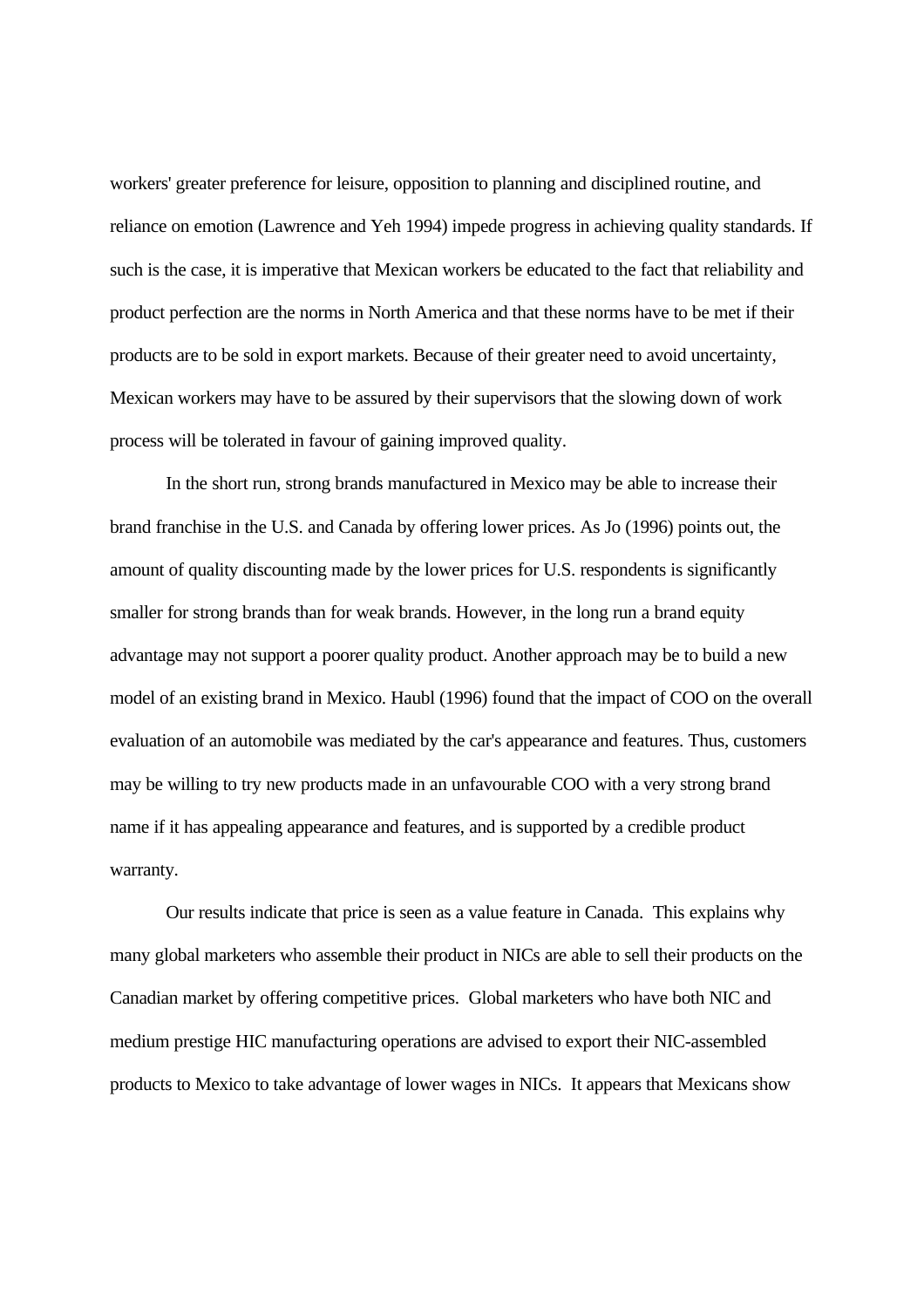workers' greater preference for leisure, opposition to planning and disciplined routine, and reliance on emotion (Lawrence and Yeh 1994) impede progress in achieving quality standards. If such is the case, it is imperative that Mexican workers be educated to the fact that reliability and product perfection are the norms in North America and that these norms have to be met if their products are to be sold in export markets. Because of their greater need to avoid uncertainty, Mexican workers may have to be assured by their supervisors that the slowing down of work process will be tolerated in favour of gaining improved quality.

In the short run, strong brands manufactured in Mexico may be able to increase their brand franchise in the U.S. and Canada by offering lower prices. As Jo (1996) points out, the amount of quality discounting made by the lower prices for U.S. respondents is significantly smaller for strong brands than for weak brands. However, in the long run a brand equity advantage may not support a poorer quality product. Another approach may be to build a new model of an existing brand in Mexico. Haubl (1996) found that the impact of COO on the overall evaluation of an automobile was mediated by the car's appearance and features. Thus, customers may be willing to try new products made in an unfavourable COO with a very strong brand name if it has appealing appearance and features, and is supported by a credible product warranty.

Our results indicate that price is seen as a value feature in Canada. This explains why many global marketers who assemble their product in NICs are able to sell their products on the Canadian market by offering competitive prices. Global marketers who have both NIC and medium prestige HIC manufacturing operations are advised to export their NIC-assembled products to Mexico to take advantage of lower wages in NICs. It appears that Mexicans show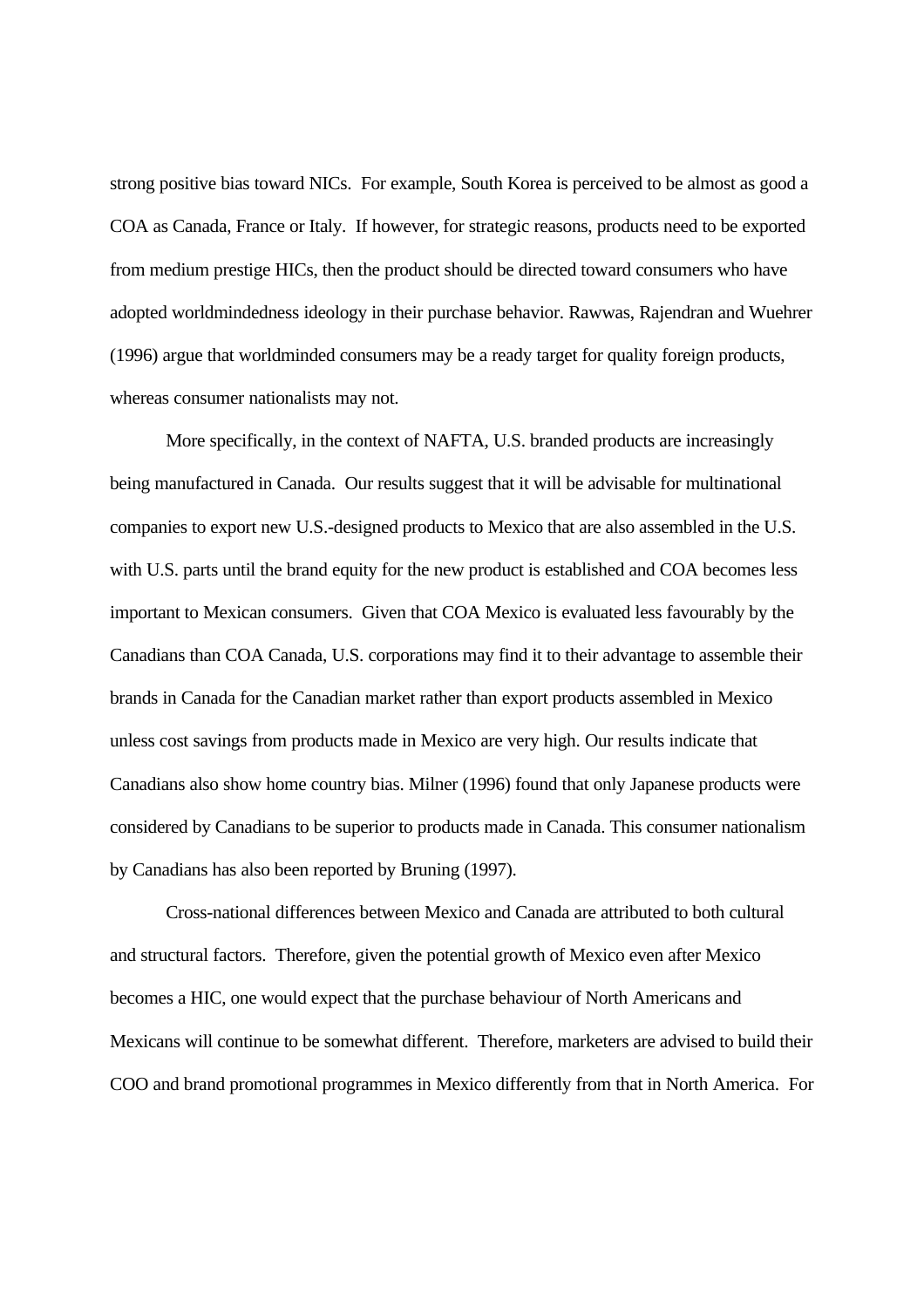strong positive bias toward NICs. For example, South Korea is perceived to be almost as good a COA as Canada, France or Italy. If however, for strategic reasons, products need to be exported from medium prestige HICs, then the product should be directed toward consumers who have adopted worldmindedness ideology in their purchase behavior. Rawwas, Rajendran and Wuehrer (1996) argue that worldminded consumers may be a ready target for quality foreign products, whereas consumer nationalists may not.

More specifically, in the context of NAFTA, U.S. branded products are increasingly being manufactured in Canada. Our results suggest that it will be advisable for multinational companies to export new U.S.-designed products to Mexico that are also assembled in the U.S. with U.S. parts until the brand equity for the new product is established and COA becomes less important to Mexican consumers. Given that COA Mexico is evaluated less favourably by the Canadians than COA Canada, U.S. corporations may find it to their advantage to assemble their brands in Canada for the Canadian market rather than export products assembled in Mexico unless cost savings from products made in Mexico are very high. Our results indicate that Canadians also show home country bias. Milner (1996) found that only Japanese products were considered by Canadians to be superior to products made in Canada. This consumer nationalism by Canadians has also been reported by Bruning (1997).

Cross-national differences between Mexico and Canada are attributed to both cultural and structural factors. Therefore, given the potential growth of Mexico even after Mexico becomes a HIC, one would expect that the purchase behaviour of North Americans and Mexicans will continue to be somewhat different. Therefore, marketers are advised to build their COO and brand promotional programmes in Mexico differently from that in North America. For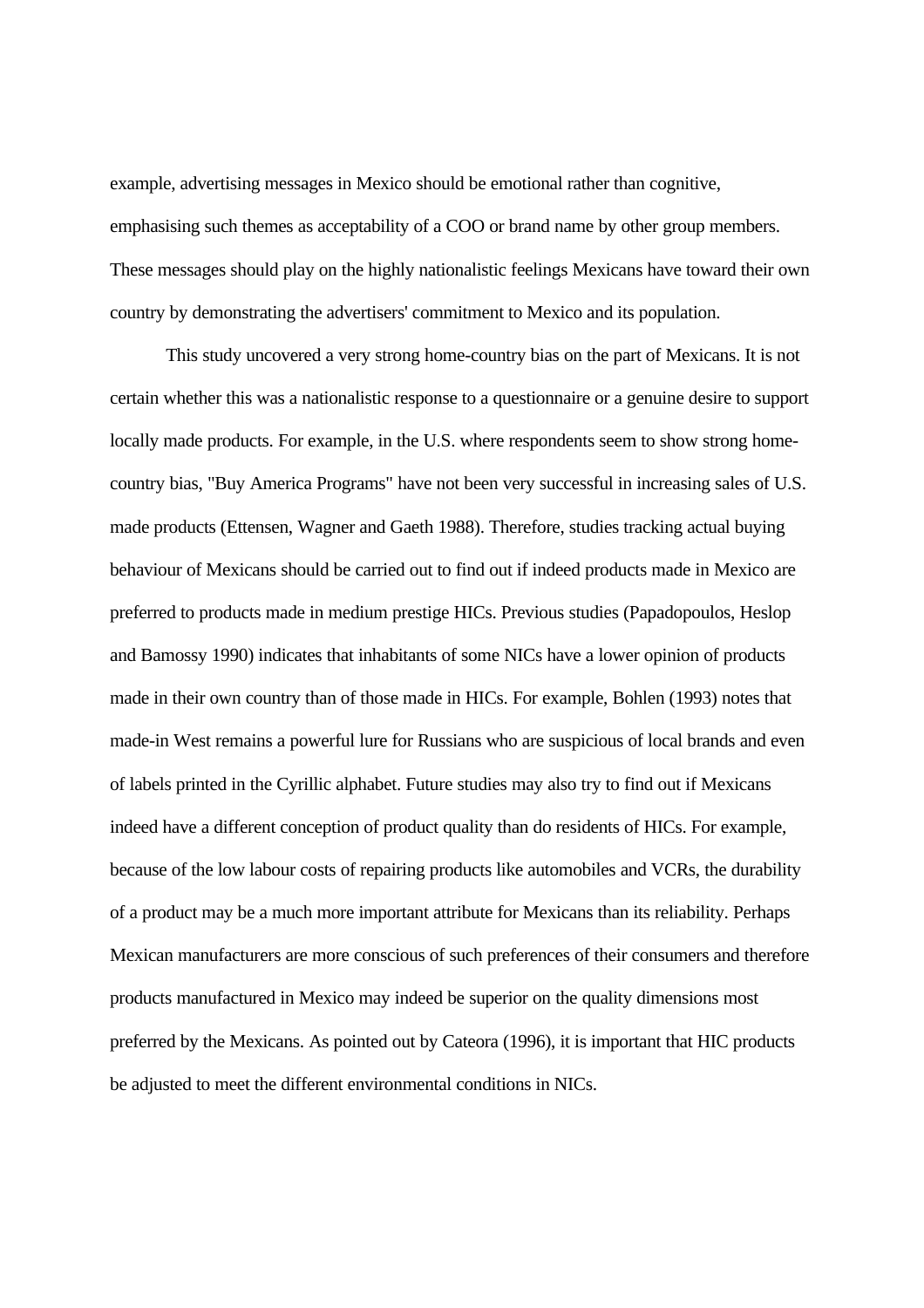example, advertising messages in Mexico should be emotional rather than cognitive, emphasising such themes as acceptability of a COO or brand name by other group members. These messages should play on the highly nationalistic feelings Mexicans have toward their own country by demonstrating the advertisers' commitment to Mexico and its population.

This study uncovered a very strong home-country bias on the part of Mexicans. It is not certain whether this was a nationalistic response to a questionnaire or a genuine desire to support locally made products. For example, in the U.S. where respondents seem to show strong home-country bias, "Buy America Programs" have not been very successful in increasing sales of U.S. made products (Ettensen, Wagner and Gaeth 1988). Therefore, studies tracking actual buying behaviour of Mexicans should be carried out to find out if indeed products made in Mexico are preferred to products made in medium prestige HICs. Previous studies (Papadopoulos, Heslop and Bamossy 1990) indicates that inhabitants of some NICs have a lower opinion of products made in their own country than of those made in HICs. For example, Bohlen (1993) notes that made-in West remains a powerful lure for Russians who are suspicious of local brands and even of labels printed in the Cyrillic alphabet. Future studies may also try to find out if Mexicans indeed have a different conception of product quality than do residents of HICs. For example, because of the low labour costs of repairing products like automobiles and VCRs, the durability of a product may be a much more important attribute for Mexicans than its reliability. Perhaps Mexican manufacturers are more conscious of such preferences of their consumers and therefore products manufactured in Mexico may indeed be superior on the quality dimensions most preferred by the Mexicans. As pointed out by Cateora (1996), it is important that HIC products be adjusted to meet the different environmental conditions in NICs.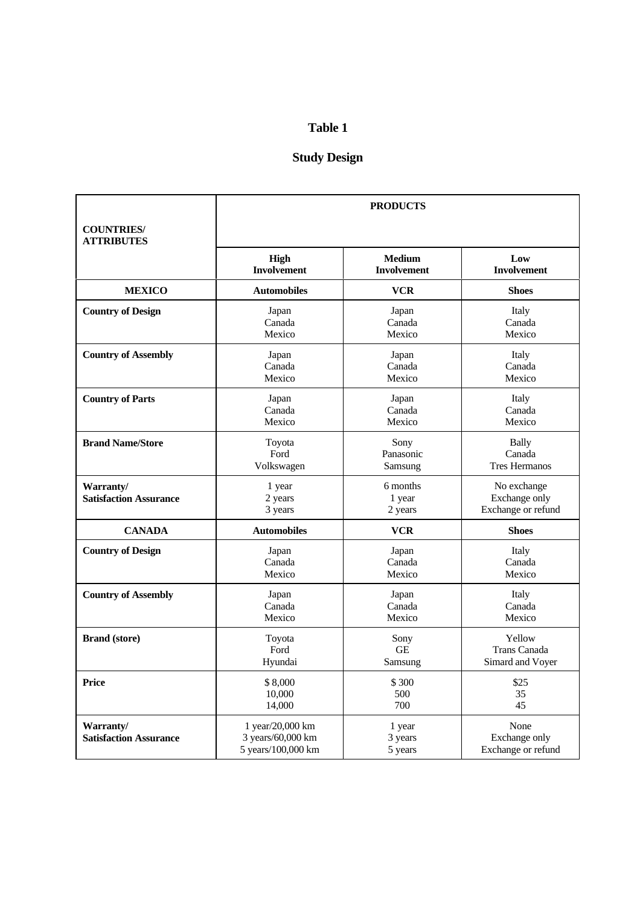# Table 1

## Study Design

| COUNTRIES/ ATTRIBUTES | PRODUCTS | | |
|---|---|---|---|
| | **High Involvement** | **Medium Involvement** | **Low Involvement** |
| **MEXICO** | **Automobiles** | **VCR** | **Shoes** |
| **Country of Design** | Japan<br>Canada<br>Mexico | Japan<br>Canada<br>Mexico | Italy<br>Canada<br>Mexico |
| **Country of Assembly** | Japan<br>Canada<br>Mexico | Japan<br>Canada<br>Mexico | Italy<br>Canada<br>Mexico |
| **Country of Parts** | Japan<br>Canada<br>Mexico | Japan<br>Canada<br>Mexico | Italy<br>Canada<br>Mexico |
| **Brand Name/Store** | Toyota<br>Ford<br>Volkswagen | Sony<br>Panasonic<br>Samsung | Bally<br>Canada<br>Tres Hermanos |
| **Warranty/ Satisfaction Assurance** | 1 year<br>2 years<br>3 years | 6 months<br>1 year<br>2 years | No exchange<br>Exchange only<br>Exchange or refund |
| **CANADA** | **Automobiles** | **VCR** | **Shoes** |
| **Country of Design** | Japan<br>Canada<br>Mexico | Japan<br>Canada<br>Mexico | Italy<br>Canada<br>Mexico |
| **Country of Assembly** | Japan<br>Canada<br>Mexico | Japan<br>Canada<br>Mexico | Italy<br>Canada<br>Mexico |
| **Brand (store)** | Toyota<br>Ford<br>Hyundai | Sony<br>GE<br>Samsung | Yellow<br>Trans Canada<br>Simard and Voyer |
| **Price** | $ 8,000<br>10,000<br>14,000 | $ 300<br>500<br>700 | $25<br>35<br>45 |
| **Warranty/ Satisfaction Assurance** | 1 year/20,000 km<br>3 years/60,000 km<br>5 years/100,000 km | 1 year<br>3 years<br>5 years | None<br>Exchange only<br>Exchange or refund |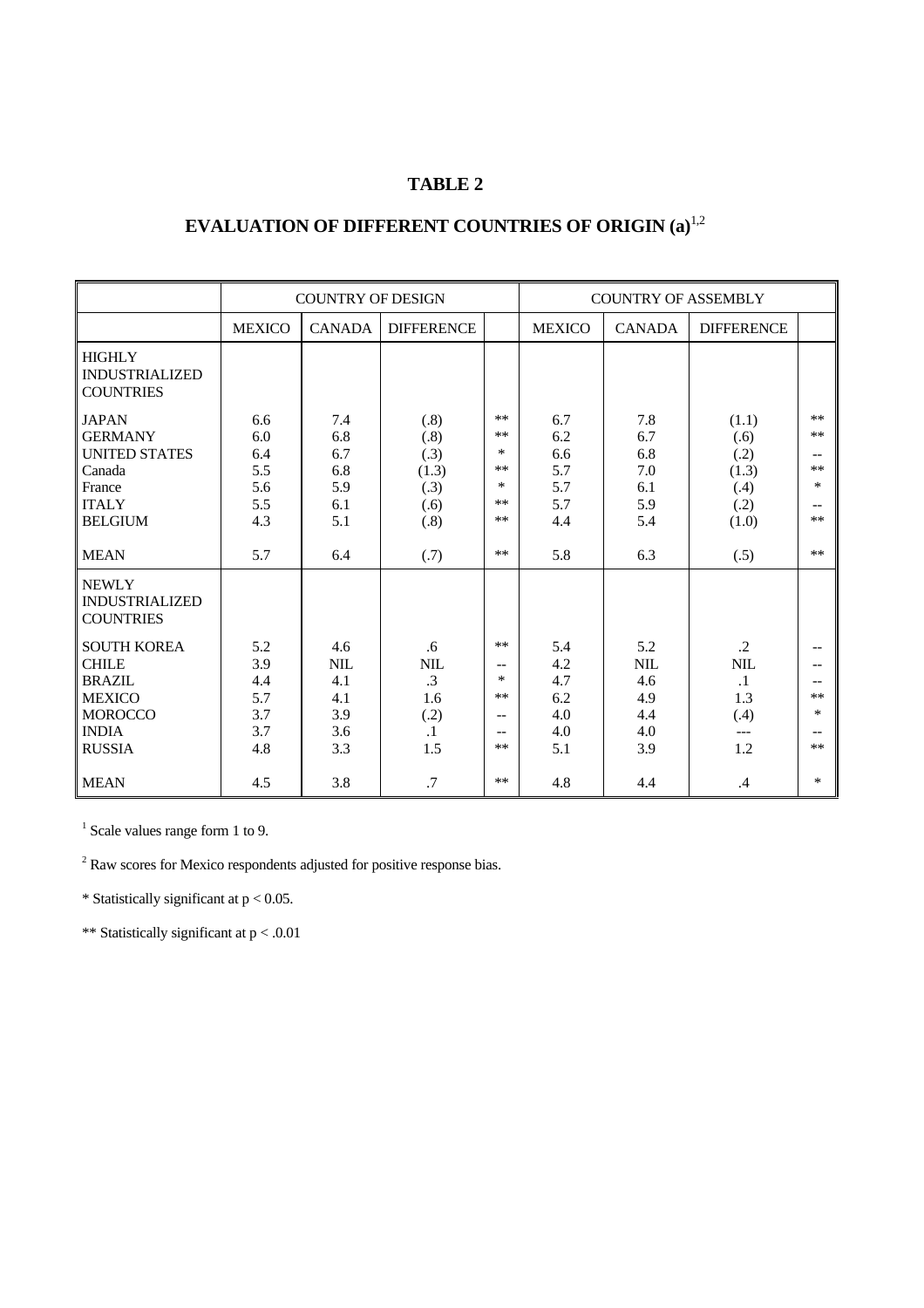# TABLE 2

## EVALUATION OF DIFFERENT COUNTRIES OF ORIGIN (a)[1,2]

| | COUNTRY OF DESIGN | | | | COUNTRY OF ASSEMBLY | | | |
|---|---|---|---|---|---|---|---|---|
| | MEXICO | CANADA | DIFFERENCE | | MEXICO | CANADA | DIFFERENCE | |
| HIGHLY INDUSTRIALIZED COUNTRIES | | | | | | | | |
| JAPAN | 6.6 | 7.4 | (.8) | ** | 6.7 | 7.8 | (1.1) | ** |
| GERMANY | 6.0 | 6.8 | (.8) | ** | 6.2 | 6.7 | (.6) | ** |
| UNITED STATES | 6.4 | 6.7 | (.3) | * | 6.6 | 6.8 | (.2) | -- |
| Canada | 5.5 | 6.8 | (1.3) | ** | 5.7 | 7.0 | (1.3) | ** |
| France | 5.6 | 5.9 | (.3) | * | 5.7 | 6.1 | (.4) | * |
| ITALY | 5.5 | 6.1 | (.6) | ** | 5.7 | 5.9 | (.2) | -- |
| BELGIUM | 4.3 | 5.1 | (.8) | ** | 4.4 | 5.4 | (1.0) | ** |
| MEAN | 5.7 | 6.4 | (.7) | ** | 5.8 | 6.3 | (.5) | ** |
| NEWLY INDUSTRIALIZED COUNTRIES | | | | | | | | |
| SOUTH KOREA | 5.2 | 4.6 | .6 | ** | 5.4 | 5.2 | .2 | -- |
| CHILE | 3.9 | NIL | NIL | -- | 4.2 | NIL | NIL | -- |
| BRAZIL | 4.4 | 4.1 | .3 | * | 4.7 | 4.6 | .1 | -- |
| MEXICO | 5.7 | 4.1 | 1.6 | ** | 6.2 | 4.9 | 1.3 | ** |
| MOROCCO | 3.7 | 3.9 | (.2) | -- | 4.0 | 4.4 | (.4) | * |
| INDIA | 3.7 | 3.6 | .1 | -- | 4.0 | 4.0 | --- | -- |
| RUSSIA | 4.8 | 3.3 | 1.5 | ** | 5.1 | 3.9 | 1.2 | ** |
| MEAN | 4.5 | 3.8 | .7 | ** | 4.8 | 4.4 | .4 | * |

[1] Scale values range form 1 to 9.

[2] Raw scores for Mexico respondents adjusted for positive response bias.

* Statistically significant at $p < 0.05$.

** Statistically significant at $p < .0.01$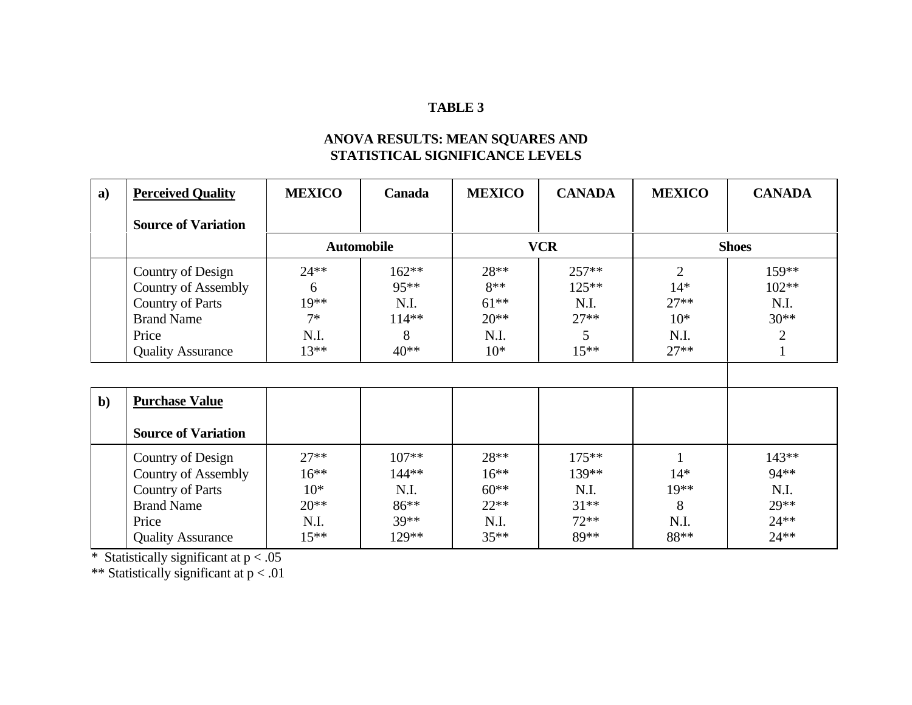**TABLE 3**

**ANOVA RESULTS: MEAN SQUARES AND STATISTICAL SIGNIFICANCE LEVELS**

| | | MEXICO | Canada | MEXICO | CANADA | MEXICO | CANADA |
|---|---|---|---|---|---|---|---|
| | | **Automobile** | | **VCR** | | **Shoes** | |
| **a)** | **Perceived Quality** — **Source of Variation** | | | | | | |
| | Country of Design | 24** | 162** | 28** | 257** | 2 | 159** |
| | Country of Assembly | 6 | 95** | 8** | 125** | 14* | 102** |
| | Country of Parts | 19** | N.I. | 61** | N.I. | 27** | N.I. |
| | Brand Name | 7* | 114** | 20** | 27** | 10* | 30** |
| | Price | N.I. | 8 | N.I. | 5 | N.I. | 2 |
| | Quality Assurance | 13** | 40** | 10* | 15** | 27** | 1 |
| **b)** | **Purchase Value** — **Source of Variation** | | | | | | |
| | Country of Design | 27** | 107** | 28** | 175** | 1 | 143** |
| | Country of Assembly | 16** | 144** | 16** | 139** | 14* | 94** |
| | Country of Parts | 10* | N.I. | 60** | N.I. | 19** | N.I. |
| | Brand Name | 20** | 86** | 22** | 31** | 8 | 29** |
| | Price | N.I. | 39** | N.I. | 72** | N.I. | 24** |
| | Quality Assurance | 15** | 129** | 35** | 89** | 88** | 24** |

\* Statistically significant at $p < .05$

\*\* Statistically significant at $p < .01$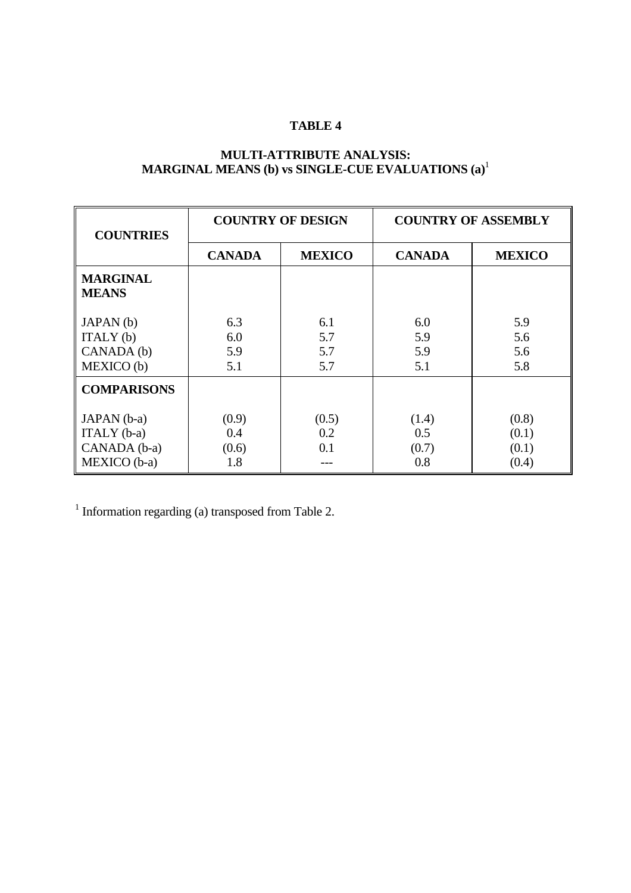**TABLE 4**

**MULTI-ATTRIBUTE ANALYSIS:**
**MARGINAL MEANS (b) vs SINGLE-CUE EVALUATIONS (a)**[1]

| COUNTRIES | COUNTRY OF DESIGN | | COUNTRY OF ASSEMBLY | |
|---|---|---|---|---|
| | **CANADA** | **MEXICO** | **CANADA** | **MEXICO** |
| **MARGINAL MEANS** | | | | |
| JAPAN (b) | 6.3 | 6.1 | 6.0 | 5.9 |
| ITALY (b) | 6.0 | 5.7 | 5.9 | 5.6 |
| CANADA (b) | 5.9 | 5.7 | 5.9 | 5.6 |
| MEXICO (b) | 5.1 | 5.7 | 5.1 | 5.8 |
| **COMPARISONS** | | | | |
| JAPAN (b-a) | (0.9) | (0.5) | (1.4) | (0.8) |
| ITALY (b-a) | 0.4 | 0.2 | 0.5 | (0.1) |
| CANADA (b-a) | (0.6) | 0.1 | (0.7) | (0.1) |
| MEXICO (b-a) | 1.8 | --- | 0.8 | (0.4) |

[1] Information regarding (a) transposed from Table 2.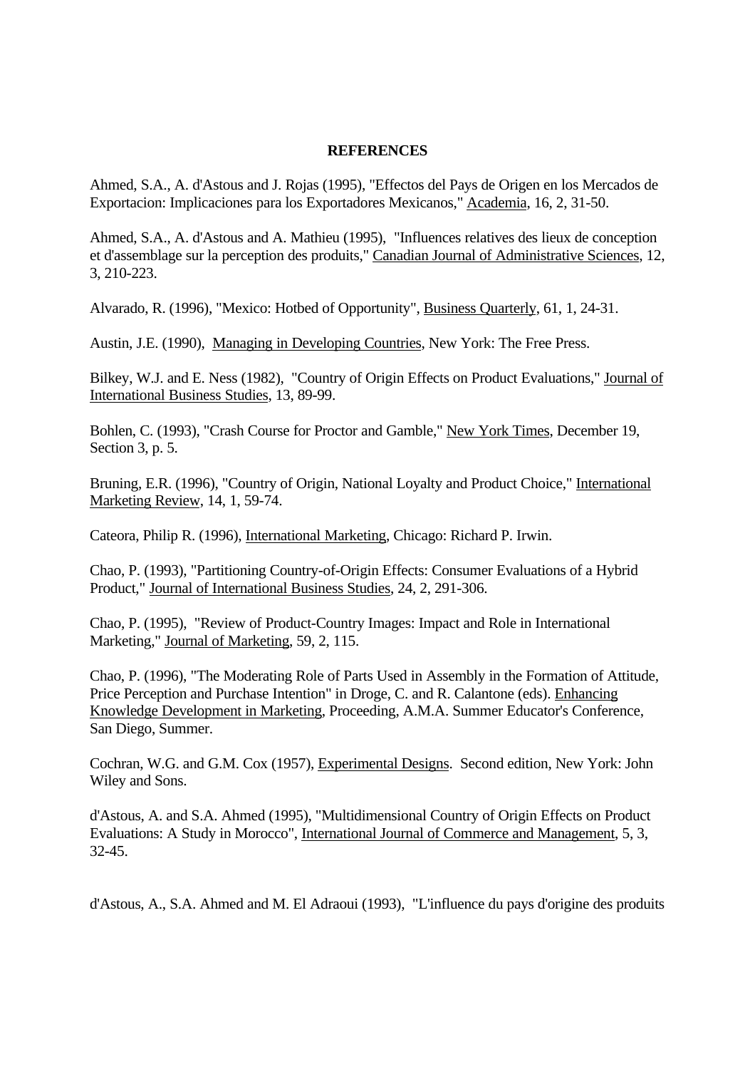**REFERENCES**

Ahmed, S.A., A. d'Astous and J. Rojas (1995), "Effectos del Pays de Origen en los Mercados de Exportacion: Implicaciones para los Exportadores Mexicanos," Academia, 16, 2, 31-50.

Ahmed, S.A., A. d'Astous and A. Mathieu (1995), "Influences relatives des lieux de conception et d'assemblage sur la perception des produits," Canadian Journal of Administrative Sciences, 12, 3, 210-223.

Alvarado, R. (1996), "Mexico: Hotbed of Opportunity", Business Quarterly, 61, 1, 24-31.

Austin, J.E. (1990), Managing in Developing Countries, New York: The Free Press.

Bilkey, W.J. and E. Ness (1982), "Country of Origin Effects on Product Evaluations," Journal of International Business Studies, 13, 89-99.

Bohlen, C. (1993), "Crash Course for Proctor and Gamble," New York Times, December 19, Section 3, p. 5.

Bruning, E.R. (1996), "Country of Origin, National Loyalty and Product Choice," International Marketing Review, 14, 1, 59-74.

Cateora, Philip R. (1996), International Marketing, Chicago: Richard P. Irwin.

Chao, P. (1993), "Partitioning Country-of-Origin Effects: Consumer Evaluations of a Hybrid Product," Journal of International Business Studies, 24, 2, 291-306.

Chao, P. (1995), "Review of Product-Country Images: Impact and Role in International Marketing," Journal of Marketing, 59, 2, 115.

Chao, P. (1996), "The Moderating Role of Parts Used in Assembly in the Formation of Attitude, Price Perception and Purchase Intention" in Droge, C. and R. Calantone (eds). Enhancing Knowledge Development in Marketing, Proceeding, A.M.A. Summer Educator's Conference, San Diego, Summer.

Cochran, W.G. and G.M. Cox (1957), Experimental Designs. Second edition, New York: John Wiley and Sons.

d'Astous, A. and S.A. Ahmed (1995), "Multidimensional Country of Origin Effects on Product Evaluations: A Study in Morocco", International Journal of Commerce and Management, 5, 3, 32-45.

d'Astous, A., S.A. Ahmed and M. El Adraoui (1993), "L'influence du pays d'origine des produits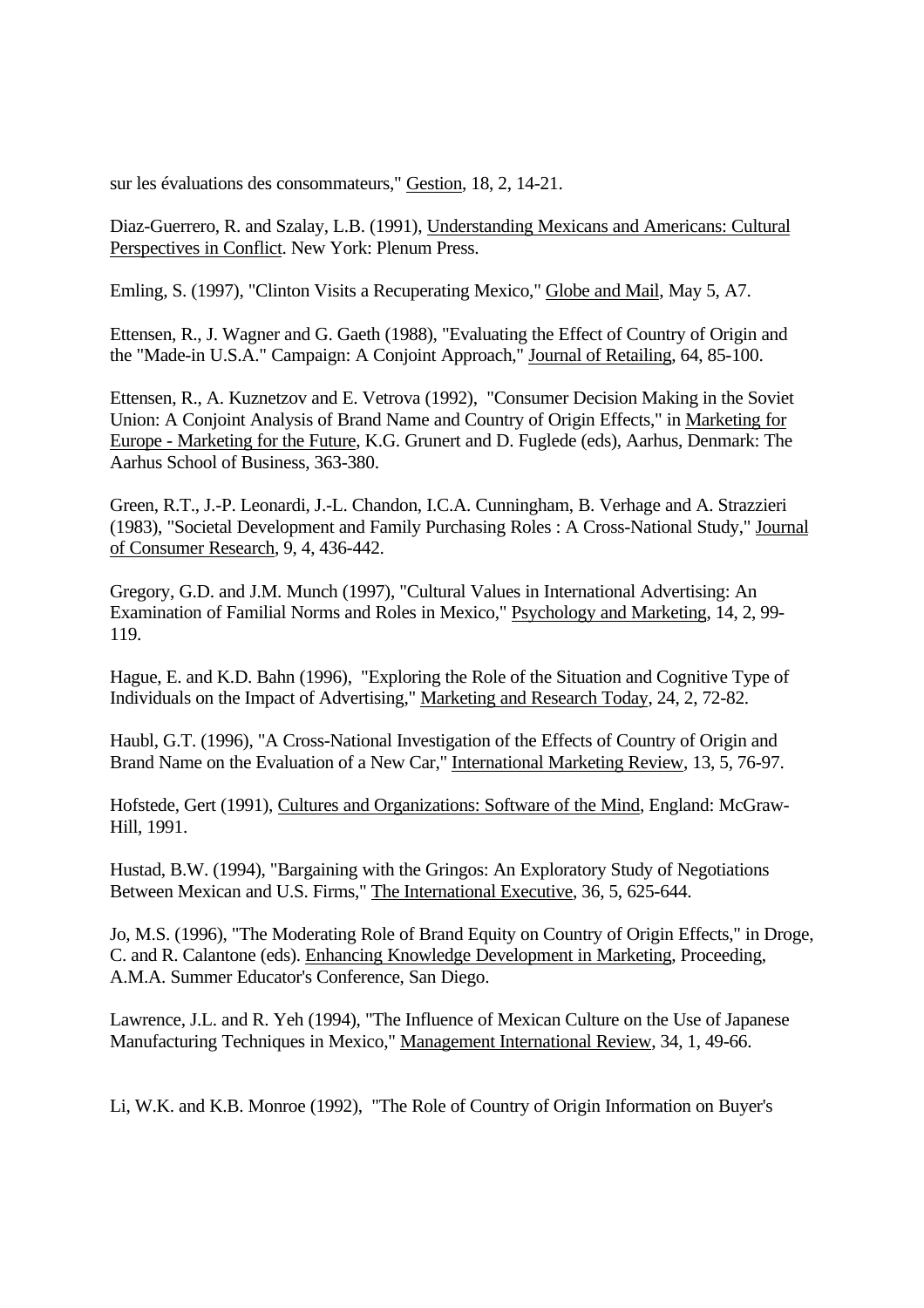sur les évaluations des consommateurs," Gestion, 18, 2, 14-21.

Diaz-Guerrero, R. and Szalay, L.B. (1991), Understanding Mexicans and Americans: Cultural Perspectives in Conflict. New York: Plenum Press.

Emling, S. (1997), "Clinton Visits a Recuperating Mexico," Globe and Mail, May 5, A7.

Ettensen, R., J. Wagner and G. Gaeth (1988), "Evaluating the Effect of Country of Origin and the "Made-in U.S.A." Campaign: A Conjoint Approach," Journal of Retailing, 64, 85-100.

Ettensen, R., A. Kuznetzov and E. Vetrova (1992), "Consumer Decision Making in the Soviet Union: A Conjoint Analysis of Brand Name and Country of Origin Effects," in Marketing for Europe - Marketing for the Future, K.G. Grunert and D. Fuglede (eds), Aarhus, Denmark: The Aarhus School of Business, 363-380.

Green, R.T., J.-P. Leonardi, J.-L. Chandon, I.C.A. Cunningham, B. Verhage and A. Strazzieri (1983), "Societal Development and Family Purchasing Roles : A Cross-National Study," Journal of Consumer Research, 9, 4, 436-442.

Gregory, G.D. and J.M. Munch (1997), "Cultural Values in International Advertising: An Examination of Familial Norms and Roles in Mexico," Psychology and Marketing, 14, 2, 99-119.

Hague, E. and K.D. Bahn (1996), "Exploring the Role of the Situation and Cognitive Type of Individuals on the Impact of Advertising," Marketing and Research Today, 24, 2, 72-82.

Haubl, G.T. (1996), "A Cross-National Investigation of the Effects of Country of Origin and Brand Name on the Evaluation of a New Car," International Marketing Review, 13, 5, 76-97.

Hofstede, Gert (1991), Cultures and Organizations: Software of the Mind, England: McGraw-Hill, 1991.

Hustad, B.W. (1994), "Bargaining with the Gringos: An Exploratory Study of Negotiations Between Mexican and U.S. Firms," The International Executive, 36, 5, 625-644.

Jo, M.S. (1996), "The Moderating Role of Brand Equity on Country of Origin Effects," in Droge, C. and R. Calantone (eds). Enhancing Knowledge Development in Marketing, Proceeding, A.M.A. Summer Educator's Conference, San Diego.

Lawrence, J.L. and R. Yeh (1994), "The Influence of Mexican Culture on the Use of Japanese Manufacturing Techniques in Mexico," Management International Review, 34, 1, 49-66.

Li, W.K. and K.B. Monroe (1992), "The Role of Country of Origin Information on Buyer's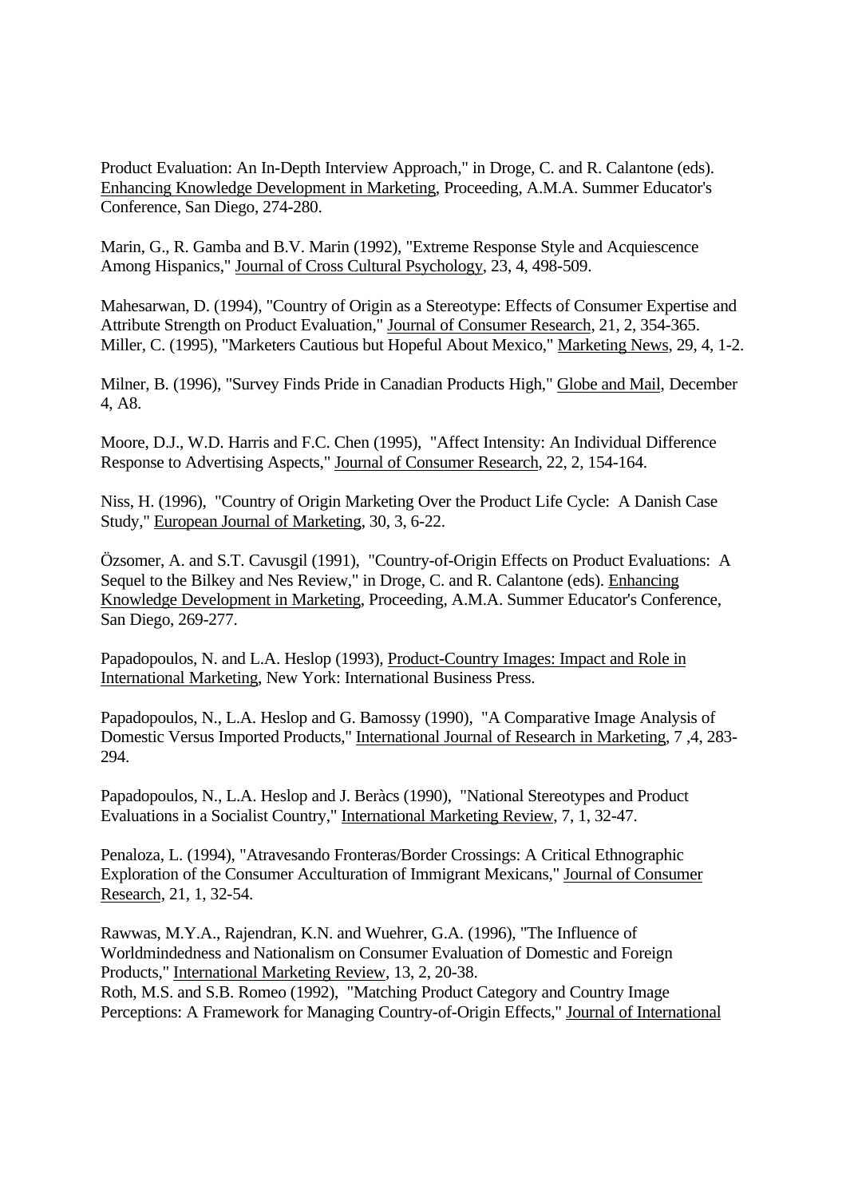Product Evaluation: An In-Depth Interview Approach," in Droge, C. and R. Calantone (eds). Enhancing Knowledge Development in Marketing, Proceeding, A.M.A. Summer Educator's Conference, San Diego, 274-280.

Marin, G., R. Gamba and B.V. Marin (1992), "Extreme Response Style and Acquiescence Among Hispanics," Journal of Cross Cultural Psychology, 23, 4, 498-509.

Mahesarwan, D. (1994), "Country of Origin as a Stereotype: Effects of Consumer Expertise and Attribute Strength on Product Evaluation," Journal of Consumer Research, 21, 2, 354-365.
Miller, C. (1995), "Marketers Cautious but Hopeful About Mexico," Marketing News, 29, 4, 1-2.

Milner, B. (1996), "Survey Finds Pride in Canadian Products High," Globe and Mail, December 4, A8.

Moore, D.J., W.D. Harris and F.C. Chen (1995), "Affect Intensity: An Individual Difference Response to Advertising Aspects," Journal of Consumer Research, 22, 2, 154-164.

Niss, H. (1996), "Country of Origin Marketing Over the Product Life Cycle: A Danish Case Study," European Journal of Marketing, 30, 3, 6-22.

Özsomer, A. and S.T. Cavusgil (1991), "Country-of-Origin Effects on Product Evaluations: A Sequel to the Bilkey and Nes Review," in Droge, C. and R. Calantone (eds). Enhancing Knowledge Development in Marketing, Proceeding, A.M.A. Summer Educator's Conference, San Diego, 269-277.

Papadopoulos, N. and L.A. Heslop (1993), Product-Country Images: Impact and Role in International Marketing, New York: International Business Press.

Papadopoulos, N., L.A. Heslop and G. Bamossy (1990), "A Comparative Image Analysis of Domestic Versus Imported Products," International Journal of Research in Marketing, 7 ,4, 283-294.

Papadopoulos, N., L.A. Heslop and J. Beràcs (1990), "National Stereotypes and Product Evaluations in a Socialist Country," International Marketing Review, 7, 1, 32-47.

Penaloza, L. (1994), "Atravesando Fronteras/Border Crossings: A Critical Ethnographic Exploration of the Consumer Acculturation of Immigrant Mexicans," Journal of Consumer Research, 21, 1, 32-54.

Rawwas, M.Y.A., Rajendran, K.N. and Wuehrer, G.A. (1996), "The Influence of Worldmindedness and Nationalism on Consumer Evaluation of Domestic and Foreign Products," International Marketing Review, 13, 2, 20-38.
Roth, M.S. and S.B. Romeo (1992), "Matching Product Category and Country Image Perceptions: A Framework for Managing Country-of-Origin Effects," Journal of International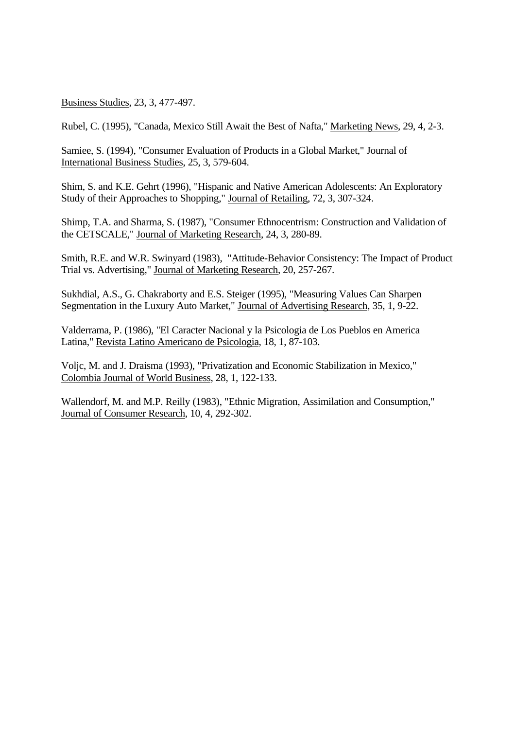Business Studies, 23, 3, 477-497.

Rubel, C. (1995), "Canada, Mexico Still Await the Best of Nafta," Marketing News, 29, 4, 2-3.

Samiee, S. (1994), "Consumer Evaluation of Products in a Global Market," Journal of International Business Studies, 25, 3, 579-604.

Shim, S. and K.E. Gehrt (1996), "Hispanic and Native American Adolescents: An Exploratory Study of their Approaches to Shopping," Journal of Retailing, 72, 3, 307-324.

Shimp, T.A. and Sharma, S. (1987), "Consumer Ethnocentrism: Construction and Validation of the CETSCALE," Journal of Marketing Research, 24, 3, 280-89.

Smith, R.E. and W.R. Swinyard (1983), "Attitude-Behavior Consistency: The Impact of Product Trial vs. Advertising," Journal of Marketing Research, 20, 257-267.

Sukhdial, A.S., G. Chakraborty and E.S. Steiger (1995), "Measuring Values Can Sharpen Segmentation in the Luxury Auto Market," Journal of Advertising Research, 35, 1, 9-22.

Valderrama, P. (1986), "El Caracter Nacional y la Psicologia de Los Pueblos en America Latina," Revista Latino Americano de Psicologia, 18, 1, 87-103.

Voljc, M. and J. Draisma (1993), "Privatization and Economic Stabilization in Mexico," Colombia Journal of World Business, 28, 1, 122-133.

Wallendorf, M. and M.P. Reilly (1983), "Ethnic Migration, Assimilation and Consumption," Journal of Consumer Research, 10, 4, 292-302.